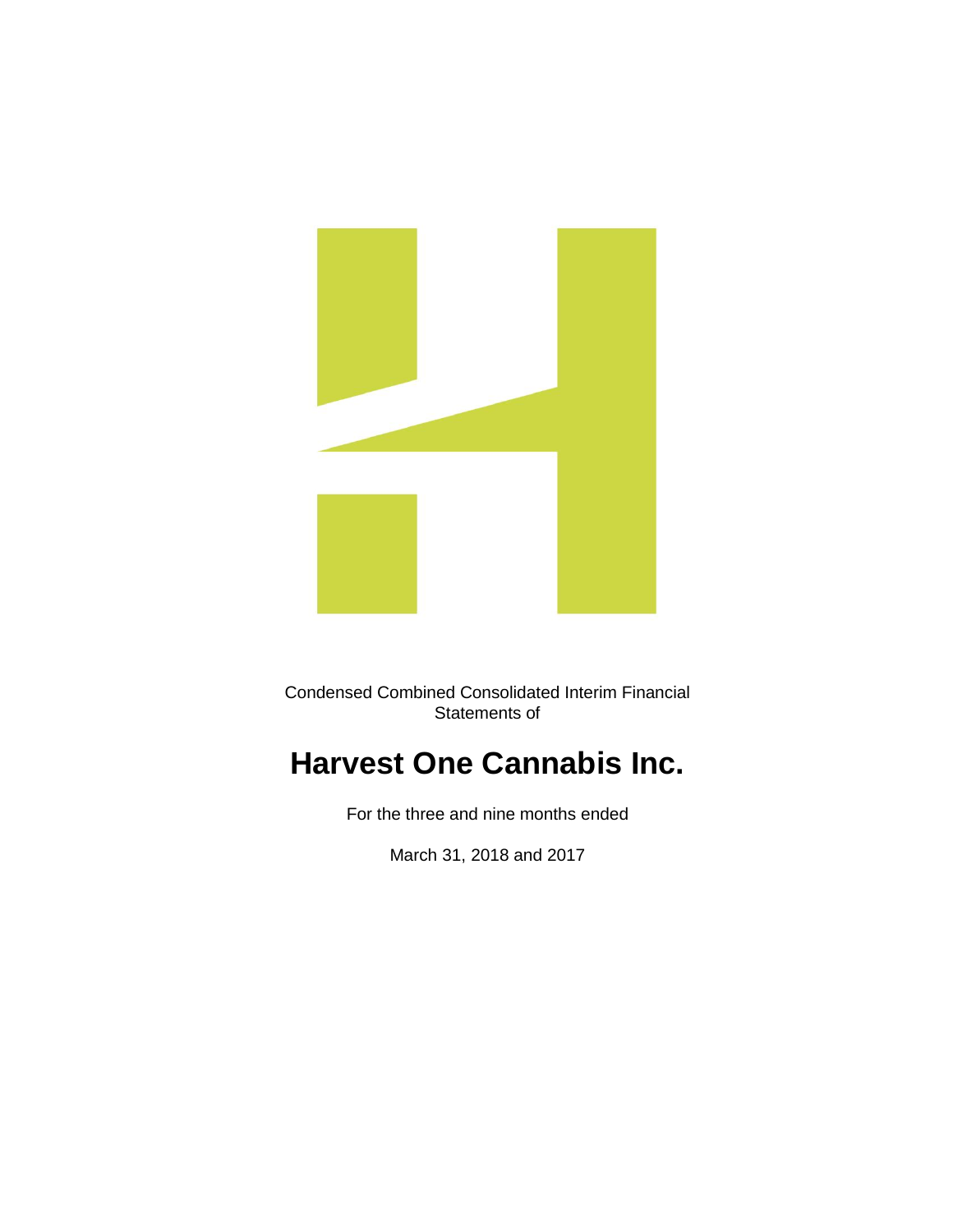Condensed Combined Consolidated Interim Financial Statements of

# Harvest One Cannabis Inc.

For the three and nine months ended

March 31, 2018 and 2017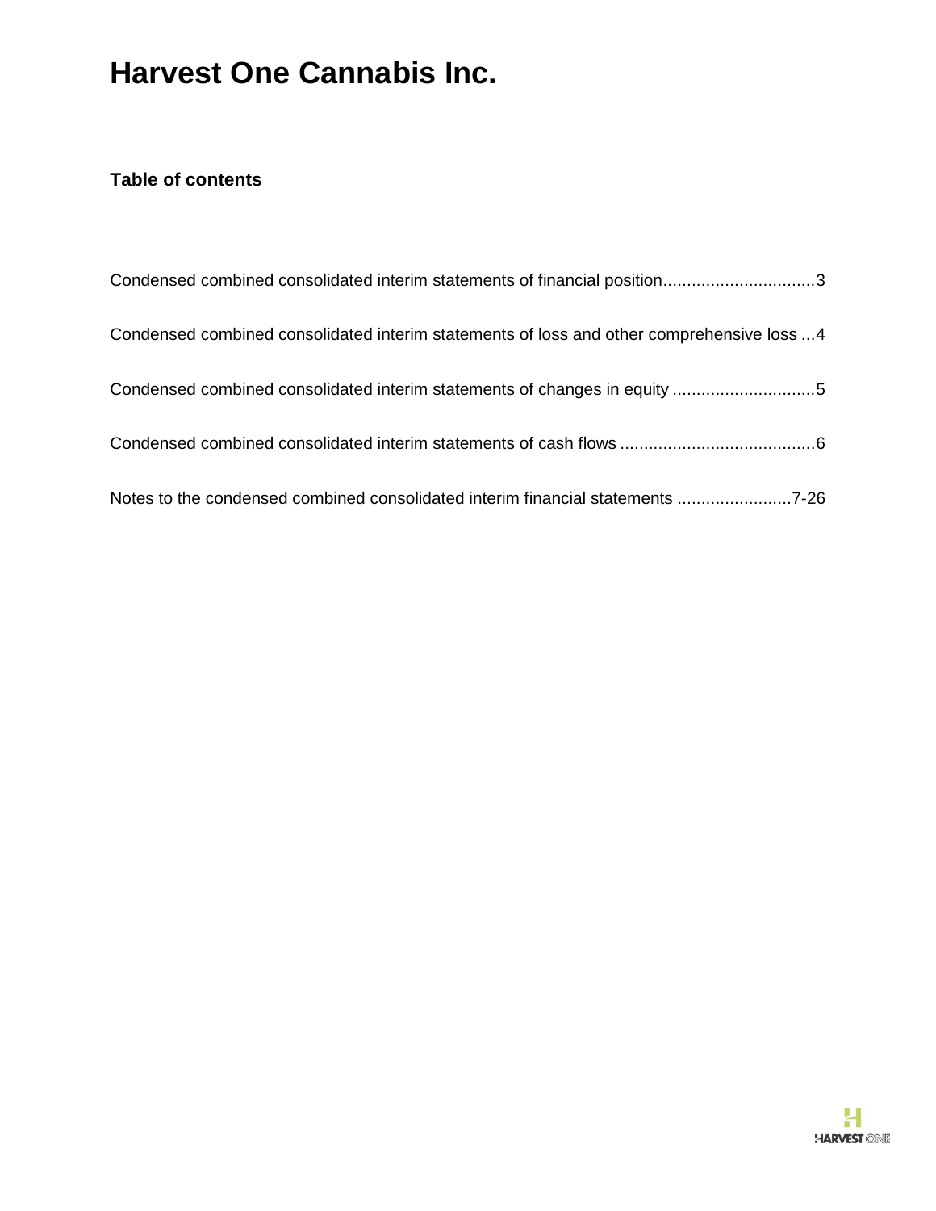# Harvest One Cannabis Inc.

### Table of contents

| | |
|---|---|
| Condensed combined consolidated interim statements of financial position | 3 |
| Condensed combined consolidated interim statements of loss and other comprehensive loss | 4 |
| Condensed combined consolidated interim statements of changes in equity | 5 |
| Condensed combined consolidated interim statements of cash flows | 6 |
| Notes to the condensed combined consolidated interim financial statements | 7-26 |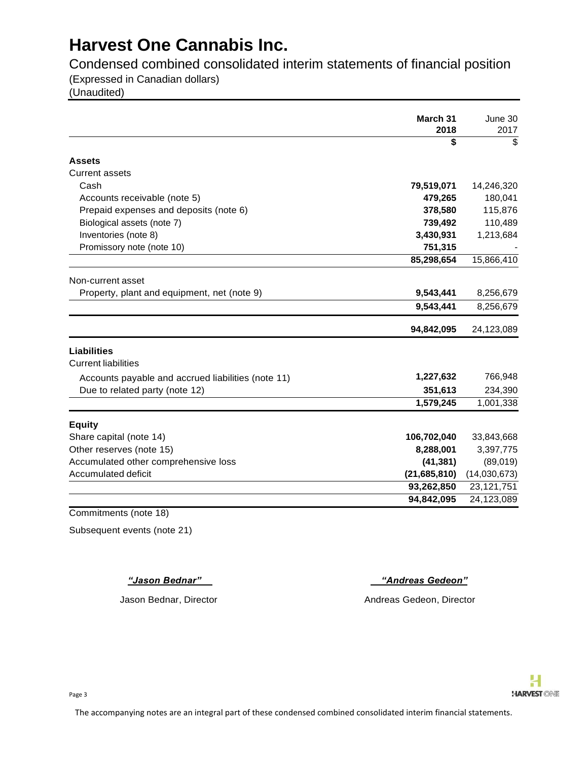# Harvest One Cannabis Inc.

Condensed combined consolidated interim statements of financial position
(Expressed in Canadian dollars)
(Unaudited)

| | March 31 2018 | June 30 2017 |
|---|---|---|
| | **$** | $ |
| **Assets** | | |
| Current assets | | |
| Cash | **79,519,071** | 14,246,320 |
| Accounts receivable (note 5) | **479,265** | 180,041 |
| Prepaid expenses and deposits (note 6) | **378,580** | 115,876 |
| Biological assets (note 7) | **739,492** | 110,489 |
| Inventories (note 8) | **3,430,931** | 1,213,684 |
| Promissory note (note 10) | **751,315** | - |
| | **85,298,654** | 15,866,410 |
| Non-current asset | | |
| Property, plant and equipment, net (note 9) | **9,543,441** | 8,256,679 |
| | **9,543,441** | 8,256,679 |
| | **94,842,095** | 24,123,089 |
| **Liabilities** | | |
| Current liabilities | | |
| Accounts payable and accrued liabilities (note 11) | **1,227,632** | 766,948 |
| Due to related party (note 12) | **351,613** | 234,390 |
| | **1,579,245** | 1,001,338 |
| **Equity** | | |
| Share capital (note 14) | **106,702,040** | 33,843,668 |
| Other reserves (note 15) | **8,288,001** | 3,397,775 |
| Accumulated other comprehensive loss | **(41,381)** | (89,019) |
| Accumulated deficit | **(21,685,810)** | (14,030,673) |
| | **93,262,850** | 23,121,751 |
| | **94,842,095** | 24,123,089 |

Commitments (note 18)

Subsequent events (note 21)

*"Jason Bednar"*
Jason Bednar, Director

*"Andreas Gedeon"*
Andreas Gedeon, Director

The accompanying notes are an integral part of these condensed combined consolidated interim financial statements.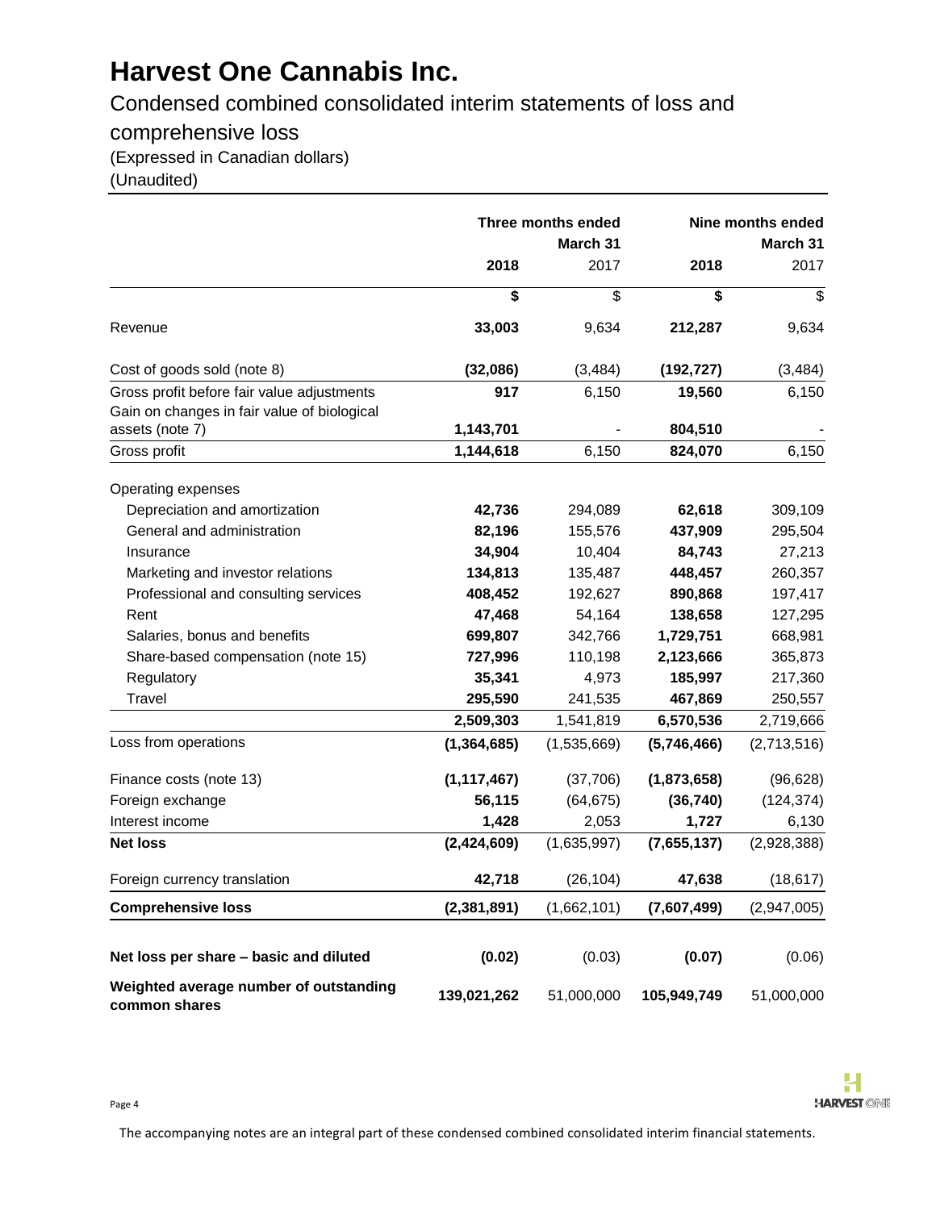# Harvest One Cannabis Inc.

## Condensed combined consolidated interim statements of loss and comprehensive loss

(Expressed in Canadian dollars)
(Unaudited)

| | Three months ended March 31 | | Nine months ended March 31 | |
|---|---|---|---|---|
| | **2018** | 2017 | **2018** | 2017 |
| | **$** | $ | **$** | $ |
| Revenue | **33,003** | 9,634 | **212,287** | 9,634 |
| Cost of goods sold (note 8) | **(32,086)** | (3,484) | **(192,727)** | (3,484) |
| Gross profit before fair value adjustments | **917** | 6,150 | **19,560** | 6,150 |
| Gain on changes in fair value of biological assets (note 7) | **1,143,701** | - | **804,510** | - |
| Gross profit | **1,144,618** | 6,150 | **824,070** | 6,150 |
| Operating expenses | | | | |
| Depreciation and amortization | **42,736** | 294,089 | **62,618** | 309,109 |
| General and administration | **82,196** | 155,576 | **437,909** | 295,504 |
| Insurance | **34,904** | 10,404 | **84,743** | 27,213 |
| Marketing and investor relations | **134,813** | 135,487 | **448,457** | 260,357 |
| Professional and consulting services | **408,452** | 192,627 | **890,868** | 197,417 |
| Rent | **47,468** | 54,164 | **138,658** | 127,295 |
| Salaries, bonus and benefits | **699,807** | 342,766 | **1,729,751** | 668,981 |
| Share-based compensation (note 15) | **727,996** | 110,198 | **2,123,666** | 365,873 |
| Regulatory | **35,341** | 4,973 | **185,997** | 217,360 |
| Travel | **295,590** | 241,535 | **467,869** | 250,557 |
| | **2,509,303** | 1,541,819 | **6,570,536** | 2,719,666 |
| Loss from operations | **(1,364,685)** | (1,535,669) | **(5,746,466)** | (2,713,516) |
| Finance costs (note 13) | **(1,117,467)** | (37,706) | **(1,873,658)** | (96,628) |
| Foreign exchange | **56,115** | (64,675) | **(36,740)** | (124,374) |
| Interest income | **1,428** | 2,053 | **1,727** | 6,130 |
| **Net loss** | **(2,424,609)** | (1,635,997) | **(7,655,137)** | (2,928,388) |
| Foreign currency translation | **42,718** | (26,104) | **47,638** | (18,617) |
| **Comprehensive loss** | **(2,381,891)** | (1,662,101) | **(7,607,499)** | (2,947,005) |
| **Net loss per share – basic and diluted** | **(0.02)** | (0.03) | **(0.07)** | (0.06) |
| **Weighted average number of outstanding common shares** | **139,021,262** | 51,000,000 | **105,949,749** | 51,000,000 |

The accompanying notes are an integral part of these condensed combined consolidated interim financial statements.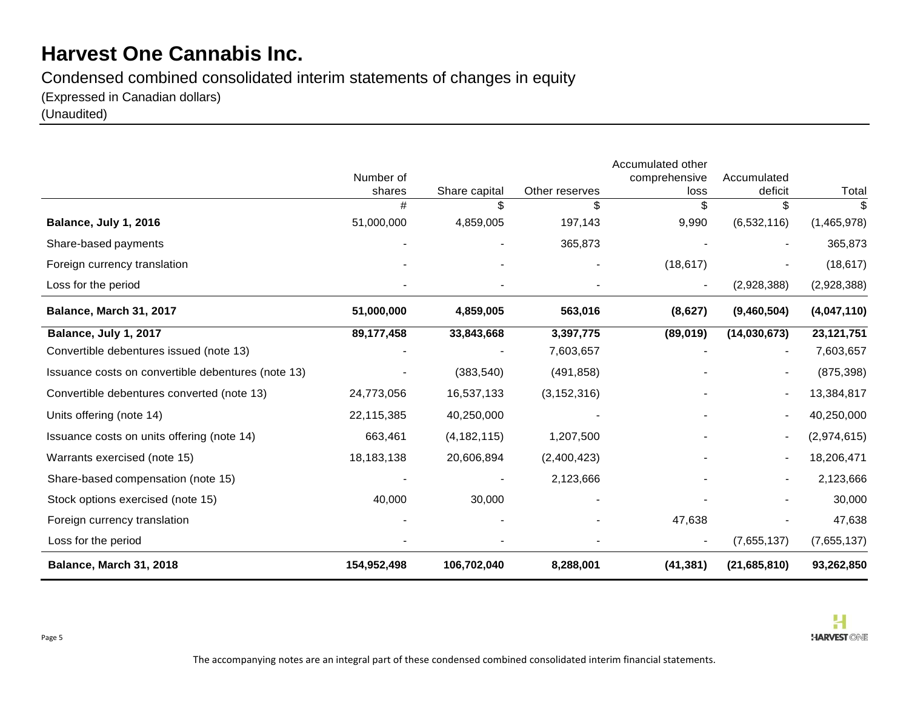# Harvest One Cannabis Inc.

Condensed combined consolidated interim statements of changes in equity

(Expressed in Canadian dollars)

(Unaudited)

| | Number of shares | Share capital | Other reserves | Accumulated other comprehensive loss | Accumulated deficit | Total |
|---|---|---|---|---|---|---|
| | # | $ | $ | $ | $ | $ |
| **Balance, July 1, 2016** | 51,000,000 | 4,859,005 | 197,143 | 9,990 | (6,532,116) | (1,465,978) |
| Share-based payments | - | - | 365,873 | - | - | 365,873 |
| Foreign currency translation | - | - | - | (18,617) | - | (18,617) |
| Loss for the period | - | - | - | - | (2,928,388) | (2,928,388) |
| **Balance, March 31, 2017** | **51,000,000** | **4,859,005** | **563,016** | **(8,627)** | **(9,460,504)** | **(4,047,110)** |
| **Balance, July 1, 2017** | **89,177,458** | **33,843,668** | **3,397,775** | **(89,019)** | **(14,030,673)** | **23,121,751** |
| Convertible debentures issued (note 13) | - | - | 7,603,657 | - | - | 7,603,657 |
| Issuance costs on convertible debentures (note 13) | - | (383,540) | (491,858) | - | - | (875,398) |
| Convertible debentures converted (note 13) | 24,773,056 | 16,537,133 | (3,152,316) | - | - | 13,384,817 |
| Units offering (note 14) | 22,115,385 | 40,250,000 | - | - | - | 40,250,000 |
| Issuance costs on units offering (note 14) | 663,461 | (4,182,115) | 1,207,500 | - | - | (2,974,615) |
| Warrants exercised (note 15) | 18,183,138 | 20,606,894 | (2,400,423) | - | - | 18,206,471 |
| Share-based compensation (note 15) | - | - | 2,123,666 | - | - | 2,123,666 |
| Stock options exercised (note 15) | 40,000 | 30,000 | - | - | - | 30,000 |
| Foreign currency translation | - | - | - | 47,638 | - | 47,638 |
| Loss for the period | - | - | - | - | (7,655,137) | (7,655,137) |
| **Balance, March 31, 2018** | **154,952,498** | **106,702,040** | **8,288,001** | **(41,381)** | **(21,685,810)** | **93,262,850** |

The accompanying notes are an integral part of these condensed combined consolidated interim financial statements.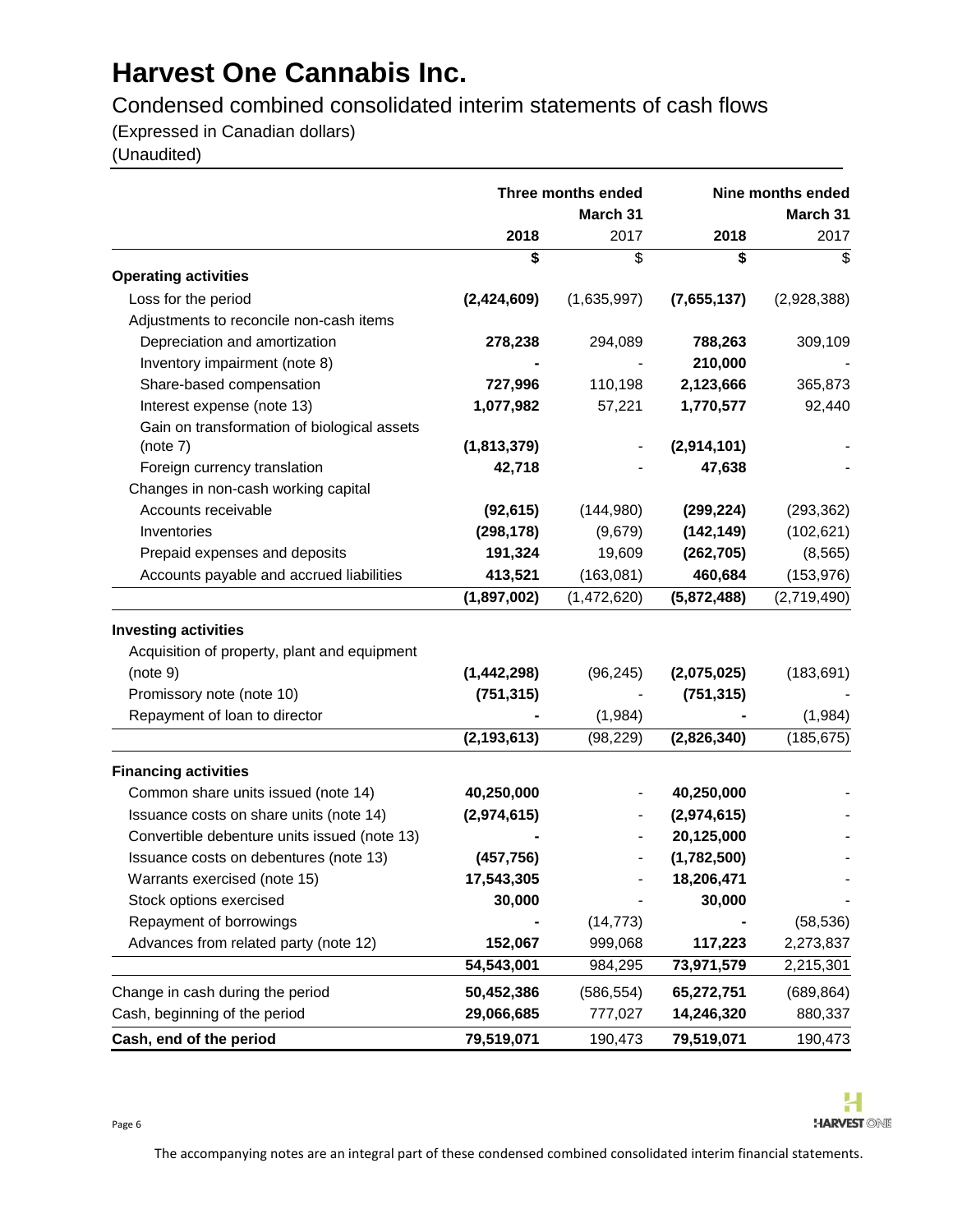# Harvest One Cannabis Inc.

Condensed combined consolidated interim statements of cash flows

(Expressed in Canadian dollars)

(Unaudited)

| | Three months ended March 31 | | Nine months ended March 31 | |
|---|---|---|---|---|
| | **2018** | 2017 | **2018** | 2017 |
| | **$** | $ | **$** | $ |
| **Operating activities** | | | | |
| Loss for the period | **(2,424,609)** | (1,635,997) | **(7,655,137)** | (2,928,388) |
| Adjustments to reconcile non-cash items | | | | |
| Depreciation and amortization | **278,238** | 294,089 | **788,263** | 309,109 |
| Inventory impairment (note 8) | **-** | - | **210,000** | - |
| Share-based compensation | **727,996** | 110,198 | **2,123,666** | 365,873 |
| Interest expense (note 13) | **1,077,982** | 57,221 | **1,770,577** | 92,440 |
| Gain on transformation of biological assets (note 7) | **(1,813,379)** | - | **(2,914,101)** | - |
| Foreign currency translation | **42,718** | - | **47,638** | - |
| Changes in non-cash working capital | | | | |
| Accounts receivable | **(92,615)** | (144,980) | **(299,224)** | (293,362) |
| Inventories | **(298,178)** | (9,679) | **(142,149)** | (102,621) |
| Prepaid expenses and deposits | **191,324** | 19,609 | **(262,705)** | (8,565) |
| Accounts payable and accrued liabilities | **413,521** | (163,081) | **460,684** | (153,976) |
| | **(1,897,002)** | (1,472,620) | **(5,872,488)** | (2,719,490) |
| **Investing activities** | | | | |
| Acquisition of property, plant and equipment (note 9) | **(1,442,298)** | (96,245) | **(2,075,025)** | (183,691) |
| Promissory note (note 10) | **(751,315)** | - | **(751,315)** | - |
| Repayment of loan to director | **-** | (1,984) | **-** | (1,984) |
| | **(2,193,613)** | (98,229) | **(2,826,340)** | (185,675) |
| **Financing activities** | | | | |
| Common share units issued (note 14) | **40,250,000** | - | **40,250,000** | - |
| Issuance costs on share units (note 14) | **(2,974,615)** | - | **(2,974,615)** | - |
| Convertible debenture units issued (note 13) | **-** | - | **20,125,000** | - |
| Issuance costs on debentures (note 13) | **(457,756)** | - | **(1,782,500)** | - |
| Warrants exercised (note 15) | **17,543,305** | - | **18,206,471** | - |
| Stock options exercised | **30,000** | - | **30,000** | - |
| Repayment of borrowings | **-** | (14,773) | **-** | (58,536) |
| Advances from related party (note 12) | **152,067** | 999,068 | **117,223** | 2,273,837 |
| | **54,543,001** | 984,295 | **73,971,579** | 2,215,301 |
| Change in cash during the period | **50,452,386** | (586,554) | **65,272,751** | (689,864) |
| Cash, beginning of the period | **29,066,685** | 777,027 | **14,246,320** | 880,337 |
| **Cash, end of the period** | **79,519,071** | 190,473 | **79,519,071** | 190,473 |

The accompanying notes are an integral part of these condensed combined consolidated interim financial statements.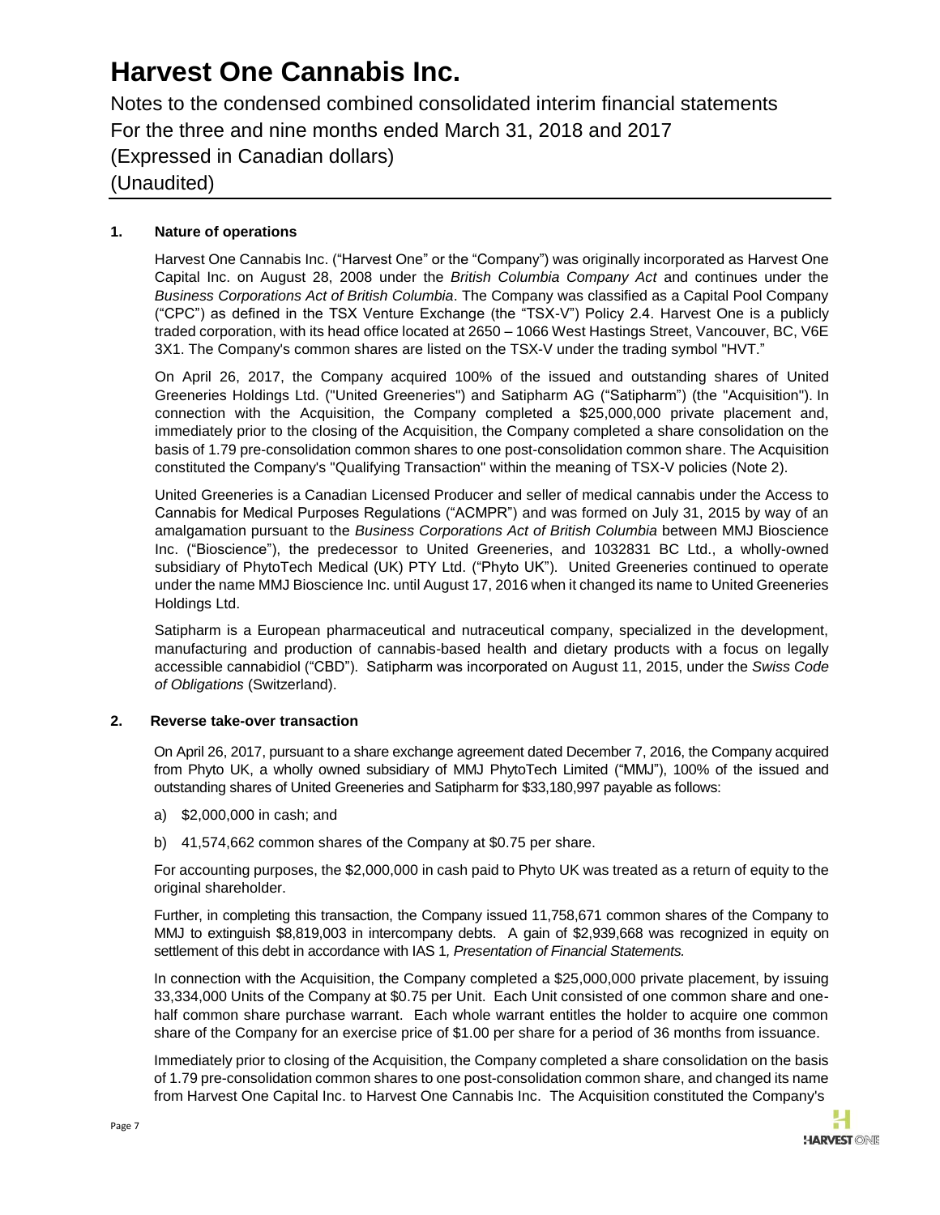# Harvest One Cannabis Inc.

Notes to the condensed combined consolidated interim financial statements
For the three and nine months ended March 31, 2018 and 2017
(Expressed in Canadian dollars)
(Unaudited)

## 1. Nature of operations

Harvest One Cannabis Inc. ("Harvest One" or the "Company") was originally incorporated as Harvest One Capital Inc. on August 28, 2008 under the *British Columbia Company Act* and continues under the *Business Corporations Act of British Columbia*. The Company was classified as a Capital Pool Company ("CPC") as defined in the TSX Venture Exchange (the "TSX-V") Policy 2.4. Harvest One is a publicly traded corporation, with its head office located at 2650 – 1066 West Hastings Street, Vancouver, BC, V6E 3X1. The Company's common shares are listed on the TSX-V under the trading symbol "HVT."

On April 26, 2017, the Company acquired 100% of the issued and outstanding shares of United Greeneries Holdings Ltd. ("United Greeneries") and Satipharm AG ("Satipharm") (the "Acquisition"). In connection with the Acquisition, the Company completed a $25,000,000 private placement and, immediately prior to the closing of the Acquisition, the Company completed a share consolidation on the basis of 1.79 pre-consolidation common shares to one post-consolidation common share. The Acquisition constituted the Company's "Qualifying Transaction" within the meaning of TSX-V policies (Note 2).

United Greeneries is a Canadian Licensed Producer and seller of medical cannabis under the Access to Cannabis for Medical Purposes Regulations ("ACMPR") and was formed on July 31, 2015 by way of an amalgamation pursuant to the *Business Corporations Act of British Columbia* between MMJ Bioscience Inc. ("Bioscience"), the predecessor to United Greeneries, and 1032831 BC Ltd., a wholly-owned subsidiary of PhytoTech Medical (UK) PTY Ltd. ("Phyto UK"). United Greeneries continued to operate under the name MMJ Bioscience Inc. until August 17, 2016 when it changed its name to United Greeneries Holdings Ltd.

Satipharm is a European pharmaceutical and nutraceutical company, specialized in the development, manufacturing and production of cannabis-based health and dietary products with a focus on legally accessible cannabidiol ("CBD"). Satipharm was incorporated on August 11, 2015, under the *Swiss Code of Obligations* (Switzerland).

## 2. Reverse take-over transaction

On April 26, 2017, pursuant to a share exchange agreement dated December 7, 2016, the Company acquired from Phyto UK, a wholly owned subsidiary of MMJ PhytoTech Limited ("MMJ"), 100% of the issued and outstanding shares of United Greeneries and Satipharm for $33,180,997 payable as follows:

a) $2,000,000 in cash; and

b) 41,574,662 common shares of the Company at $0.75 per share.

For accounting purposes, the $2,000,000 in cash paid to Phyto UK was treated as a return of equity to the original shareholder.

Further, in completing this transaction, the Company issued 11,758,671 common shares of the Company to MMJ to extinguish $8,819,003 in intercompany debts. A gain of $2,939,668 was recognized in equity on settlement of this debt in accordance with IAS 1*, Presentation of Financial Statements.*

In connection with the Acquisition, the Company completed a $25,000,000 private placement, by issuing 33,334,000 Units of the Company at $0.75 per Unit. Each Unit consisted of one common share and one-half common share purchase warrant. Each whole warrant entitles the holder to acquire one common share of the Company for an exercise price of $1.00 per share for a period of 36 months from issuance.

Immediately prior to closing of the Acquisition, the Company completed a share consolidation on the basis of 1.79 pre-consolidation common shares to one post-consolidation common share, and changed its name from Harvest One Capital Inc. to Harvest One Cannabis Inc. The Acquisition constituted the Company's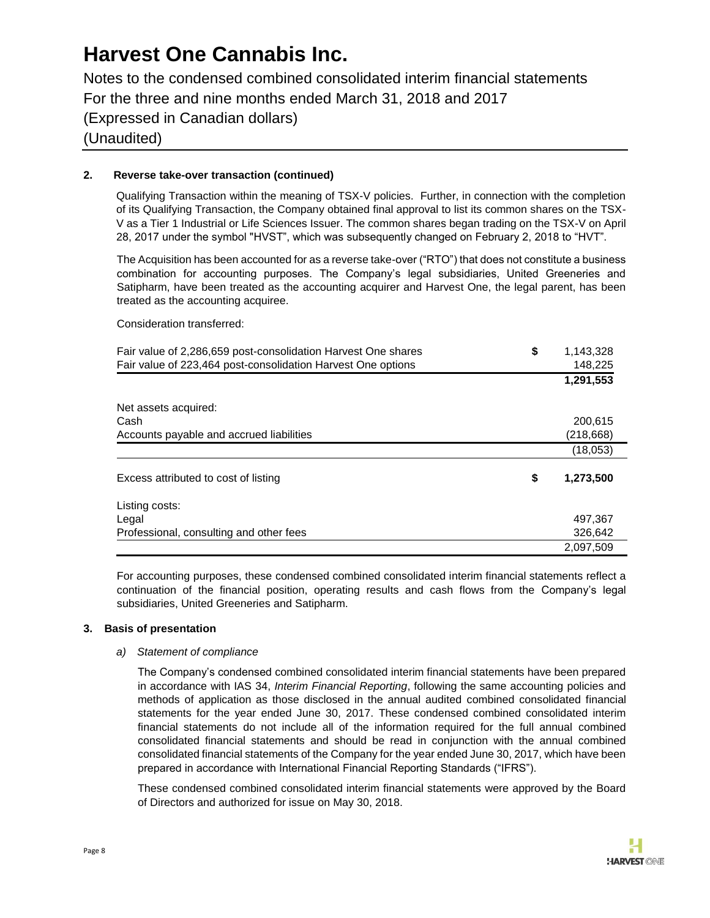## 2. Reverse take-over transaction (continued)

Qualifying Transaction within the meaning of TSX-V policies. Further, in connection with the completion of its Qualifying Transaction, the Company obtained final approval to list its common shares on the TSX-V as a Tier 1 Industrial or Life Sciences Issuer. The common shares began trading on the TSX-V on April 28, 2017 under the symbol "HVST", which was subsequently changed on February 2, 2018 to "HVT".

The Acquisition has been accounted for as a reverse take-over ("RTO") that does not constitute a business combination for accounting purposes. The Company's legal subsidiaries, United Greeneries and Satipharm, have been treated as the accounting acquirer and Harvest One, the legal parent, has been treated as the accounting acquiree.

Consideration transferred:

| | | |
|---|---|---|
| Fair value of 2,286,659 post-consolidation Harvest One shares | $ | 1,143,328 |
| Fair value of 223,464 post-consolidation Harvest One options | | 148,225 |
| | | **1,291,553** |
| Net assets acquired: | | |
| Cash | | 200,615 |
| Accounts payable and accrued liabilities | | (218,668) |
| | | (18,053) |
| Excess attributed to cost of listing | $ | **1,273,500** |
| Listing costs: | | |
| Legal | | 497,367 |
| Professional, consulting and other fees | | 326,642 |
| | | 2,097,509 |

For accounting purposes, these condensed combined consolidated interim financial statements reflect a continuation of the financial position, operating results and cash flows from the Company's legal subsidiaries, United Greeneries and Satipharm.

## 3. Basis of presentation

*a) Statement of compliance*

The Company's condensed combined consolidated interim financial statements have been prepared in accordance with IAS 34, *Interim Financial Reporting*, following the same accounting policies and methods of application as those disclosed in the annual audited combined consolidated financial statements for the year ended June 30, 2017. These condensed combined consolidated interim financial statements do not include all of the information required for the full annual combined consolidated financial statements and should be read in conjunction with the annual combined consolidated financial statements of the Company for the year ended June 30, 2017, which have been prepared in accordance with International Financial Reporting Standards ("IFRS").

These condensed combined consolidated interim financial statements were approved by the Board of Directors and authorized for issue on May 30, 2018.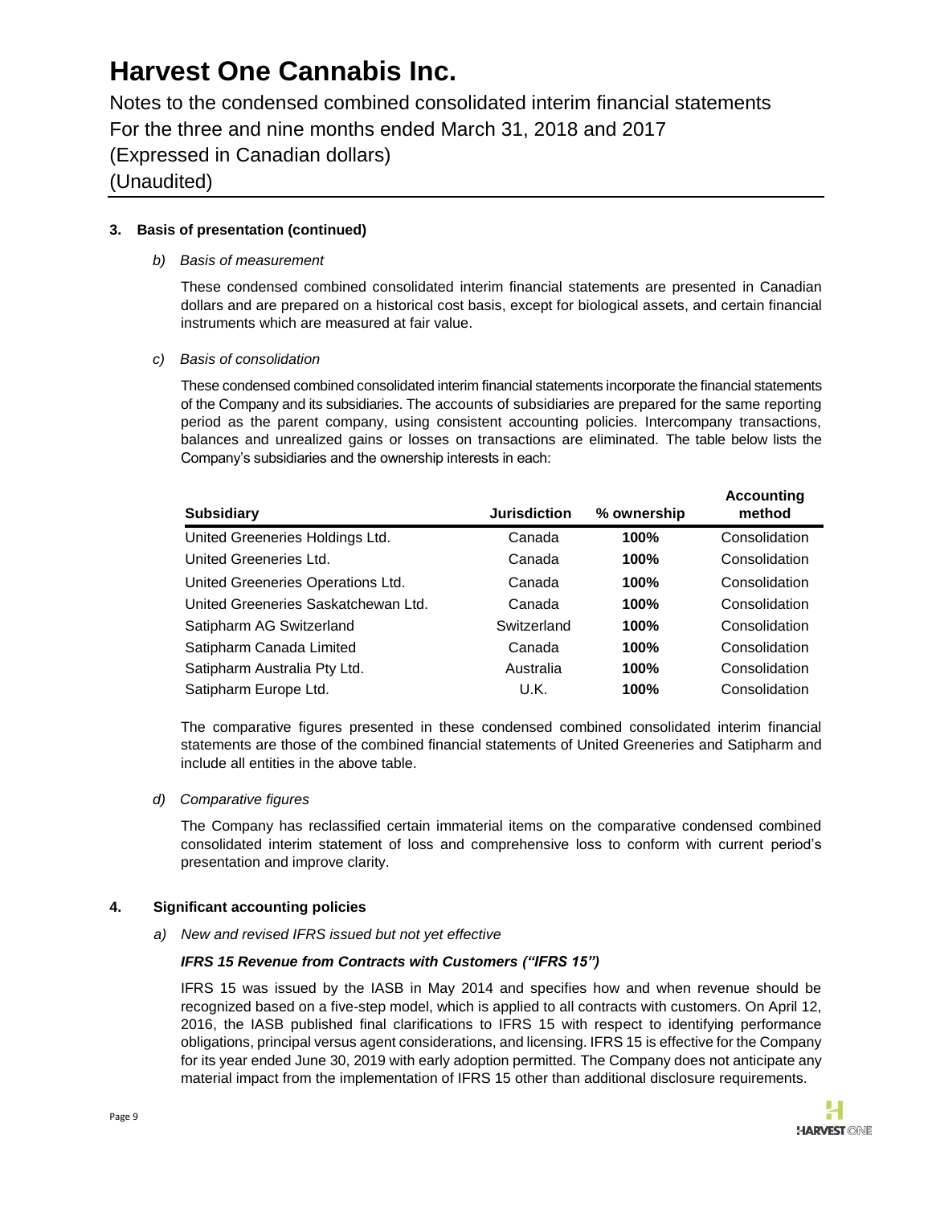**3. Basis of presentation (continued)**

*b) Basis of measurement*

These condensed combined consolidated interim financial statements are presented in Canadian dollars and are prepared on a historical cost basis, except for biological assets, and certain financial instruments which are measured at fair value.

*c) Basis of consolidation*

These condensed combined consolidated interim financial statements incorporate the financial statements of the Company and its subsidiaries. The accounts of subsidiaries are prepared for the same reporting period as the parent company, using consistent accounting policies. Intercompany transactions, balances and unrealized gains or losses on transactions are eliminated. The table below lists the Company's subsidiaries and the ownership interests in each:

| Subsidiary | Jurisdiction | % ownership | Accounting method |
|---|---|---|---|
| United Greeneries Holdings Ltd. | Canada | **100%** | Consolidation |
| United Greeneries Ltd. | Canada | **100%** | Consolidation |
| United Greeneries Operations Ltd. | Canada | **100%** | Consolidation |
| United Greeneries Saskatchewan Ltd. | Canada | **100%** | Consolidation |
| Satipharm AG Switzerland | Switzerland | **100%** | Consolidation |
| Satipharm Canada Limited | Canada | **100%** | Consolidation |
| Satipharm Australia Pty Ltd. | Australia | **100%** | Consolidation |
| Satipharm Europe Ltd. | U.K. | **100%** | Consolidation |

The comparative figures presented in these condensed combined consolidated interim financial statements are those of the combined financial statements of United Greeneries and Satipharm and include all entities in the above table.

*d) Comparative figures*

The Company has reclassified certain immaterial items on the comparative condensed combined consolidated interim statement of loss and comprehensive loss to conform with current period's presentation and improve clarity.

**4. Significant accounting policies**

*a) New and revised IFRS issued but not yet effective*

***IFRS 15 Revenue from Contracts with Customers ("IFRS 15")***

IFRS 15 was issued by the IASB in May 2014 and specifies how and when revenue should be recognized based on a five-step model, which is applied to all contracts with customers. On April 12, 2016, the IASB published final clarifications to IFRS 15 with respect to identifying performance obligations, principal versus agent considerations, and licensing. IFRS 15 is effective for the Company for its year ended June 30, 2019 with early adoption permitted. The Company does not anticipate any material impact from the implementation of IFRS 15 other than additional disclosure requirements.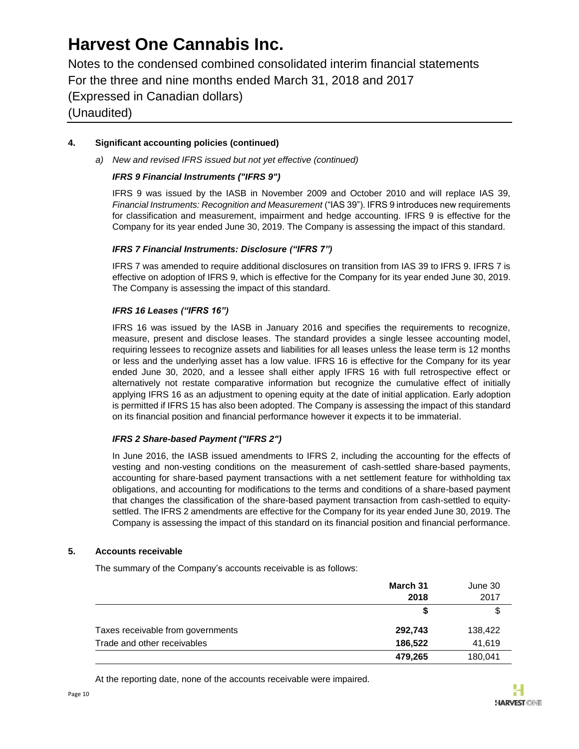# Harvest One Cannabis Inc.

Notes to the condensed combined consolidated interim financial statements
For the three and nine months ended March 31, 2018 and 2017
(Expressed in Canadian dollars)
(Unaudited)

**4. Significant accounting policies (continued)**

*a) New and revised IFRS issued but not yet effective (continued)*

***IFRS 9 Financial Instruments ("IFRS 9")***

IFRS 9 was issued by the IASB in November 2009 and October 2010 and will replace IAS 39, *Financial Instruments: Recognition and Measurement* ("IAS 39"). IFRS 9 introduces new requirements for classification and measurement, impairment and hedge accounting. IFRS 9 is effective for the Company for its year ended June 30, 2019. The Company is assessing the impact of this standard.

***IFRS 7 Financial Instruments: Disclosure ("IFRS 7")***

IFRS 7 was amended to require additional disclosures on transition from IAS 39 to IFRS 9. IFRS 7 is effective on adoption of IFRS 9, which is effective for the Company for its year ended June 30, 2019. The Company is assessing the impact of this standard.

***IFRS 16 Leases ("IFRS 16")***

IFRS 16 was issued by the IASB in January 2016 and specifies the requirements to recognize, measure, present and disclose leases. The standard provides a single lessee accounting model, requiring lessees to recognize assets and liabilities for all leases unless the lease term is 12 months or less and the underlying asset has a low value. IFRS 16 is effective for the Company for its year ended June 30, 2020, and a lessee shall either apply IFRS 16 with full retrospective effect or alternatively not restate comparative information but recognize the cumulative effect of initially applying IFRS 16 as an adjustment to opening equity at the date of initial application. Early adoption is permitted if IFRS 15 has also been adopted. The Company is assessing the impact of this standard on its financial position and financial performance however it expects it to be immaterial.

***IFRS 2 Share-based Payment ("IFRS 2")***

In June 2016, the IASB issued amendments to IFRS 2, including the accounting for the effects of vesting and non-vesting conditions on the measurement of cash-settled share-based payments, accounting for share-based payment transactions with a net settlement feature for withholding tax obligations, and accounting for modifications to the terms and conditions of a share-based payment that changes the classification of the share-based payment transaction from cash-settled to equity-settled. The IFRS 2 amendments are effective for the Company for its year ended June 30, 2019. The Company is assessing the impact of this standard on its financial position and financial performance.

**5. Accounts receivable**

The summary of the Company's accounts receivable is as follows:

| | **March 31 2018** | June 30 2017 |
|---|---|---|
| | **$** | $ |
| Taxes receivable from governments | **292,743** | 138,422 |
| Trade and other receivables | **186,522** | 41,619 |
| | **479,265** | 180,041 |

At the reporting date, none of the accounts receivable were impaired.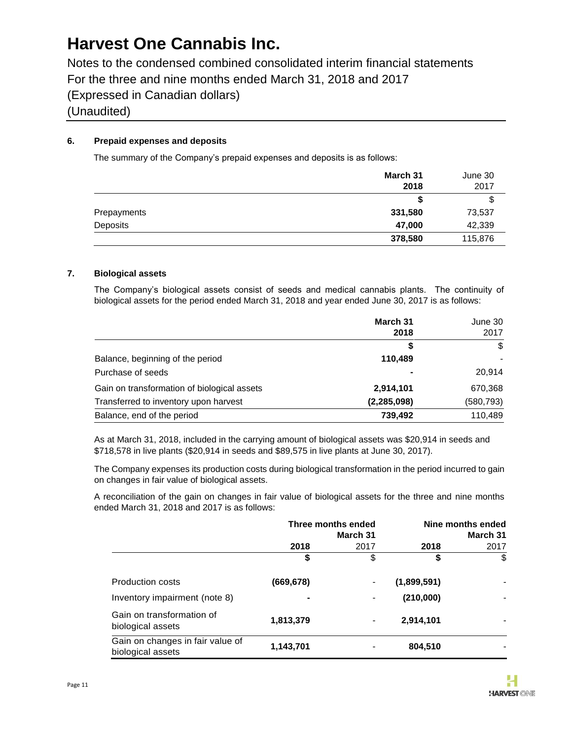# Harvest One Cannabis Inc.

Notes to the condensed combined consolidated interim financial statements
For the three and nine months ended March 31, 2018 and 2017
(Expressed in Canadian dollars)
(Unaudited)

### 6. Prepaid expenses and deposits

The summary of the Company's prepaid expenses and deposits is as follows:

| | **March 31 2018** | June 30 2017 |
|---|---|---|
| | **$** | $ |
| Prepayments | **331,580** | 73,537 |
| Deposits | **47,000** | 42,339 |
| | **378,580** | 115,876 |

### 7. Biological assets

The Company's biological assets consist of seeds and medical cannabis plants. The continuity of biological assets for the period ended March 31, 2018 and year ended June 30, 2017 is as follows:

| | **March 31 2018** | June 30 2017 |
|---|---|---|
| | **$** | $ |
| Balance, beginning of the period | **110,489** | - |
| Purchase of seeds | **-** | 20,914 |
| Gain on transformation of biological assets | **2,914,101** | 670,368 |
| Transferred to inventory upon harvest | **(2,285,098)** | (580,793) |
| Balance, end of the period | **739,492** | 110,489 |

As at March 31, 2018, included in the carrying amount of biological assets was $20,914 in seeds and $718,578 in live plants ($20,914 in seeds and $89,575 in live plants at June 30, 2017).

The Company expenses its production costs during biological transformation in the period incurred to gain on changes in fair value of biological assets.

A reconciliation of the gain on changes in fair value of biological assets for the three and nine months ended March 31, 2018 and 2017 is as follows:

| | **Three months ended March 31** | | **Nine months ended March 31** | |
|---|---|---|---|---|
| | **2018** | 2017 | **2018** | 2017 |
| | **$** | $ | **$** | $ |
| Production costs | **(669,678)** | - | **(1,899,591)** | - |
| Inventory impairment (note 8) | **-** | - | **(210,000)** | - |
| Gain on transformation of biological assets | **1,813,379** | - | **2,914,101** | - |
| Gain on changes in fair value of biological assets | **1,143,701** | - | **804,510** | - |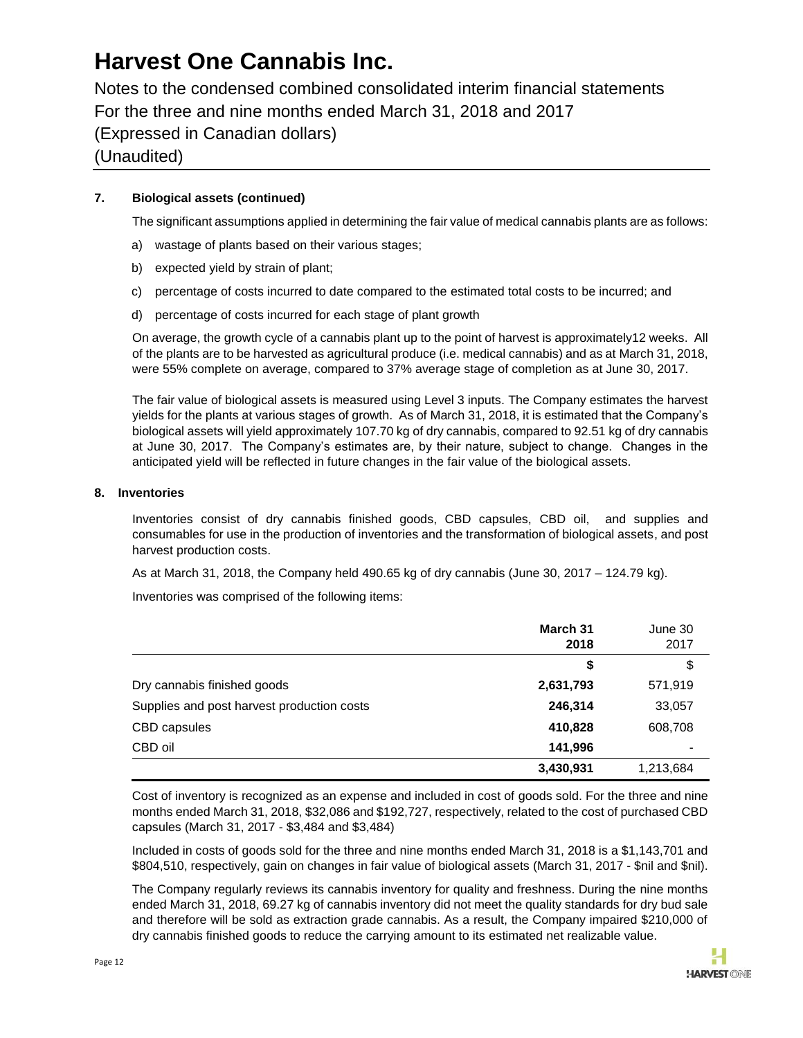# Harvest One Cannabis Inc.

Notes to the condensed combined consolidated interim financial statements
For the three and nine months ended March 31, 2018 and 2017
(Expressed in Canadian dollars)
(Unaudited)

**7. Biological assets (continued)**

The significant assumptions applied in determining the fair value of medical cannabis plants are as follows:

a) wastage of plants based on their various stages;

b) expected yield by strain of plant;

c) percentage of costs incurred to date compared to the estimated total costs to be incurred; and

d) percentage of costs incurred for each stage of plant growth

On average, the growth cycle of a cannabis plant up to the point of harvest is approximately12 weeks. All of the plants are to be harvested as agricultural produce (i.e. medical cannabis) and as at March 31, 2018, were 55% complete on average, compared to 37% average stage of completion as at June 30, 2017.

The fair value of biological assets is measured using Level 3 inputs. The Company estimates the harvest yields for the plants at various stages of growth. As of March 31, 2018, it is estimated that the Company's biological assets will yield approximately 107.70 kg of dry cannabis, compared to 92.51 kg of dry cannabis at June 30, 2017. The Company's estimates are, by their nature, subject to change. Changes in the anticipated yield will be reflected in future changes in the fair value of the biological assets.

**8. Inventories**

Inventories consist of dry cannabis finished goods, CBD capsules, CBD oil, and supplies and consumables for use in the production of inventories and the transformation of biological assets, and post harvest production costs.

As at March 31, 2018, the Company held 490.65 kg of dry cannabis (June 30, 2017 – 124.79 kg).

Inventories was comprised of the following items:

| | **March 31 2018** | June 30 2017 |
|---|---|---|
| | **$** | $ |
| Dry cannabis finished goods | **2,631,793** | 571,919 |
| Supplies and post harvest production costs | **246,314** | 33,057 |
| CBD capsules | **410,828** | 608,708 |
| CBD oil | **141,996** | - |
| | **3,430,931** | 1,213,684 |

Cost of inventory is recognized as an expense and included in cost of goods sold. For the three and nine months ended March 31, 2018, $32,086 and $192,727, respectively, related to the cost of purchased CBD capsules (March 31, 2017 - $3,484 and $3,484)

Included in costs of goods sold for the three and nine months ended March 31, 2018 is a $1,143,701 and $804,510, respectively, gain on changes in fair value of biological assets (March 31, 2017 - $nil and $nil).

The Company regularly reviews its cannabis inventory for quality and freshness. During the nine months ended March 31, 2018, 69.27 kg of cannabis inventory did not meet the quality standards for dry bud sale and therefore will be sold as extraction grade cannabis. As a result, the Company impaired $210,000 of dry cannabis finished goods to reduce the carrying amount to its estimated net realizable value.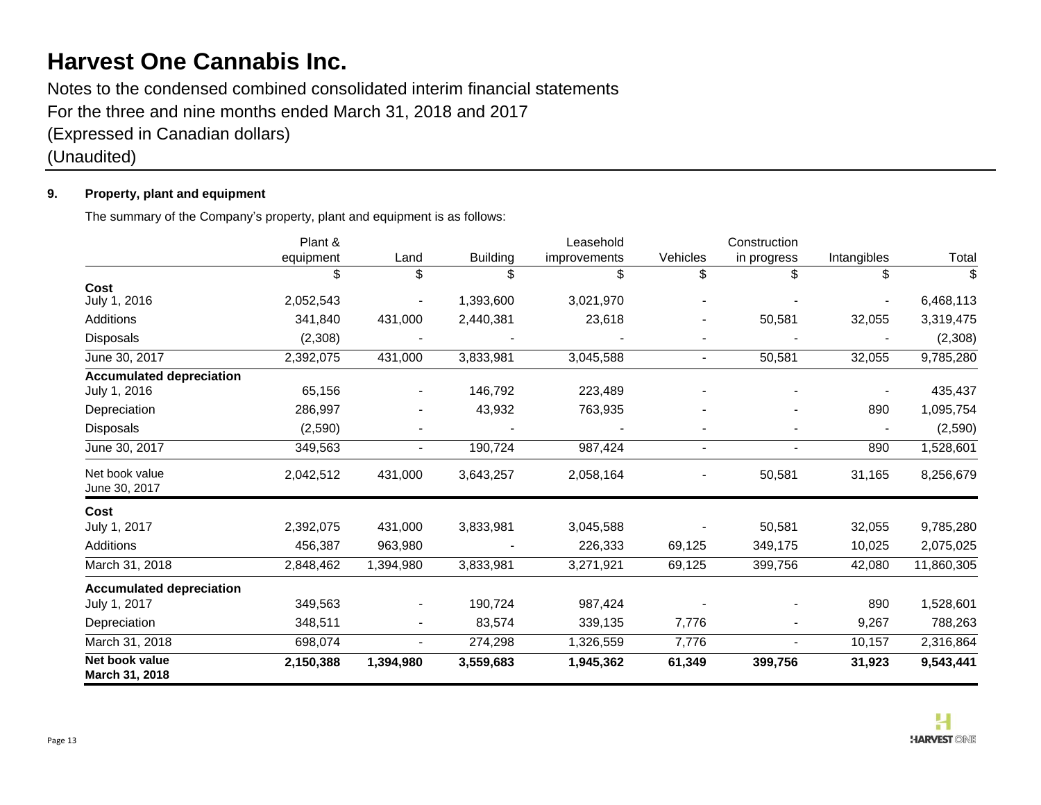# Harvest One Cannabis Inc.

Notes to the condensed combined consolidated interim financial statements
For the three and nine months ended March 31, 2018 and 2017
(Expressed in Canadian dollars)
(Unaudited)

**9. Property, plant and equipment**

The summary of the Company's property, plant and equipment is as follows:

| | Plant & equipment | Land | Building | Leasehold improvements | Vehicles | Construction in progress | Intangibles | Total |
|---|---|---|---|---|---|---|---|---|
| | $ | $ | $ | $ | $ | $ | $ | $ |
| **Cost** | | | | | | | | |
| July 1, 2016 | 2,052,543 | - | 1,393,600 | 3,021,970 | - | - | - | 6,468,113 |
| Additions | 341,840 | 431,000 | 2,440,381 | 23,618 | - | 50,581 | 32,055 | 3,319,475 |
| Disposals | (2,308) | - | - | - | - | - | - | (2,308) |
| June 30, 2017 | 2,392,075 | 431,000 | 3,833,981 | 3,045,588 | - | 50,581 | 32,055 | 9,785,280 |
| **Accumulated depreciation** | | | | | | | | |
| July 1, 2016 | 65,156 | - | 146,792 | 223,489 | - | - | - | 435,437 |
| Depreciation | 286,997 | - | 43,932 | 763,935 | - | - | 890 | 1,095,754 |
| Disposals | (2,590) | - | - | - | - | - | - | (2,590) |
| June 30, 2017 | 349,563 | - | 190,724 | 987,424 | - | - | 890 | 1,528,601 |
| Net book value June 30, 2017 | 2,042,512 | 431,000 | 3,643,257 | 2,058,164 | - | 50,581 | 31,165 | 8,256,679 |
| **Cost** | | | | | | | | |
| July 1, 2017 | 2,392,075 | 431,000 | 3,833,981 | 3,045,588 | - | 50,581 | 32,055 | 9,785,280 |
| Additions | 456,387 | 963,980 | - | 226,333 | 69,125 | 349,175 | 10,025 | 2,075,025 |
| March 31, 2018 | 2,848,462 | 1,394,980 | 3,833,981 | 3,271,921 | 69,125 | 399,756 | 42,080 | 11,860,305 |
| **Accumulated depreciation** | | | | | | | | |
| July 1, 2017 | 349,563 | - | 190,724 | 987,424 | - | - | 890 | 1,528,601 |
| Depreciation | 348,511 | - | 83,574 | 339,135 | 7,776 | - | 9,267 | 788,263 |
| March 31, 2018 | 698,074 | - | 274,298 | 1,326,559 | 7,776 | - | 10,157 | 2,316,864 |
| **Net book value March 31, 2018** | **2,150,388** | **1,394,980** | **3,559,683** | **1,945,362** | **61,349** | **399,756** | **31,923** | **9,543,441** |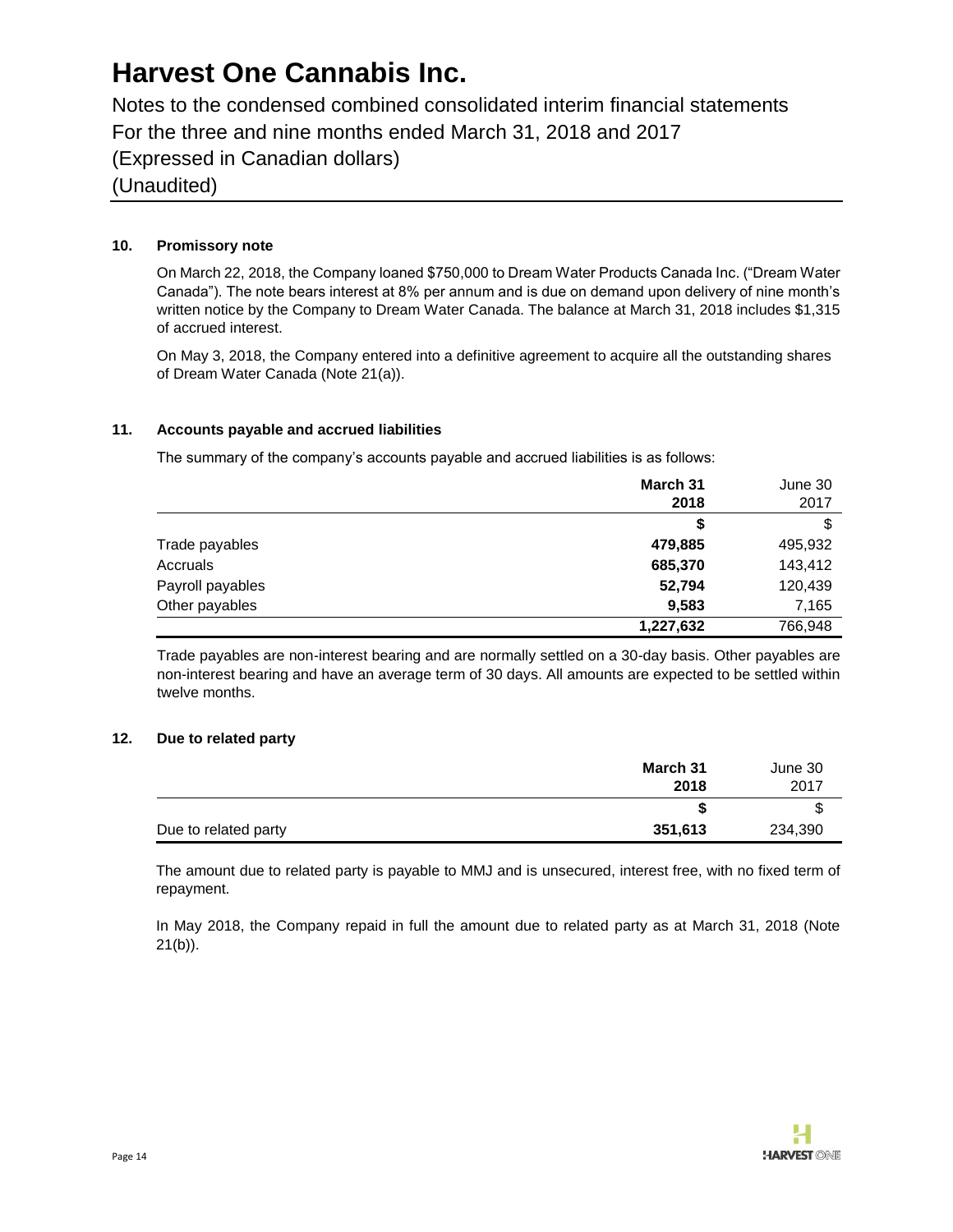# Harvest One Cannabis Inc.

Notes to the condensed combined consolidated interim financial statements
For the three and nine months ended March 31, 2018 and 2017
(Expressed in Canadian dollars)
(Unaudited)

### 10. Promissory note

On March 22, 2018, the Company loaned $750,000 to Dream Water Products Canada Inc. ("Dream Water Canada"). The note bears interest at 8% per annum and is due on demand upon delivery of nine month's written notice by the Company to Dream Water Canada. The balance at March 31, 2018 includes $1,315 of accrued interest.

On May 3, 2018, the Company entered into a definitive agreement to acquire all the outstanding shares of Dream Water Canada (Note 21(a)).

### 11. Accounts payable and accrued liabilities

The summary of the company's accounts payable and accrued liabilities is as follows:

| | **March 31 2018** | June 30 2017 |
|---|---|---|
| | **$** | $ |
| Trade payables | **479,885** | 495,932 |
| Accruals | **685,370** | 143,412 |
| Payroll payables | **52,794** | 120,439 |
| Other payables | **9,583** | 7,165 |
| | **1,227,632** | 766,948 |

Trade payables are non-interest bearing and are normally settled on a 30-day basis. Other payables are non-interest bearing and have an average term of 30 days. All amounts are expected to be settled within twelve months.

### 12. Due to related party

| | **March 31 2018** | June 30 2017 |
|---|---|---|
| | **$** | $ |
| Due to related party | **351,613** | 234,390 |

The amount due to related party is payable to MMJ and is unsecured, interest free, with no fixed term of repayment.

In May 2018, the Company repaid in full the amount due to related party as at March 31, 2018 (Note 21(b)).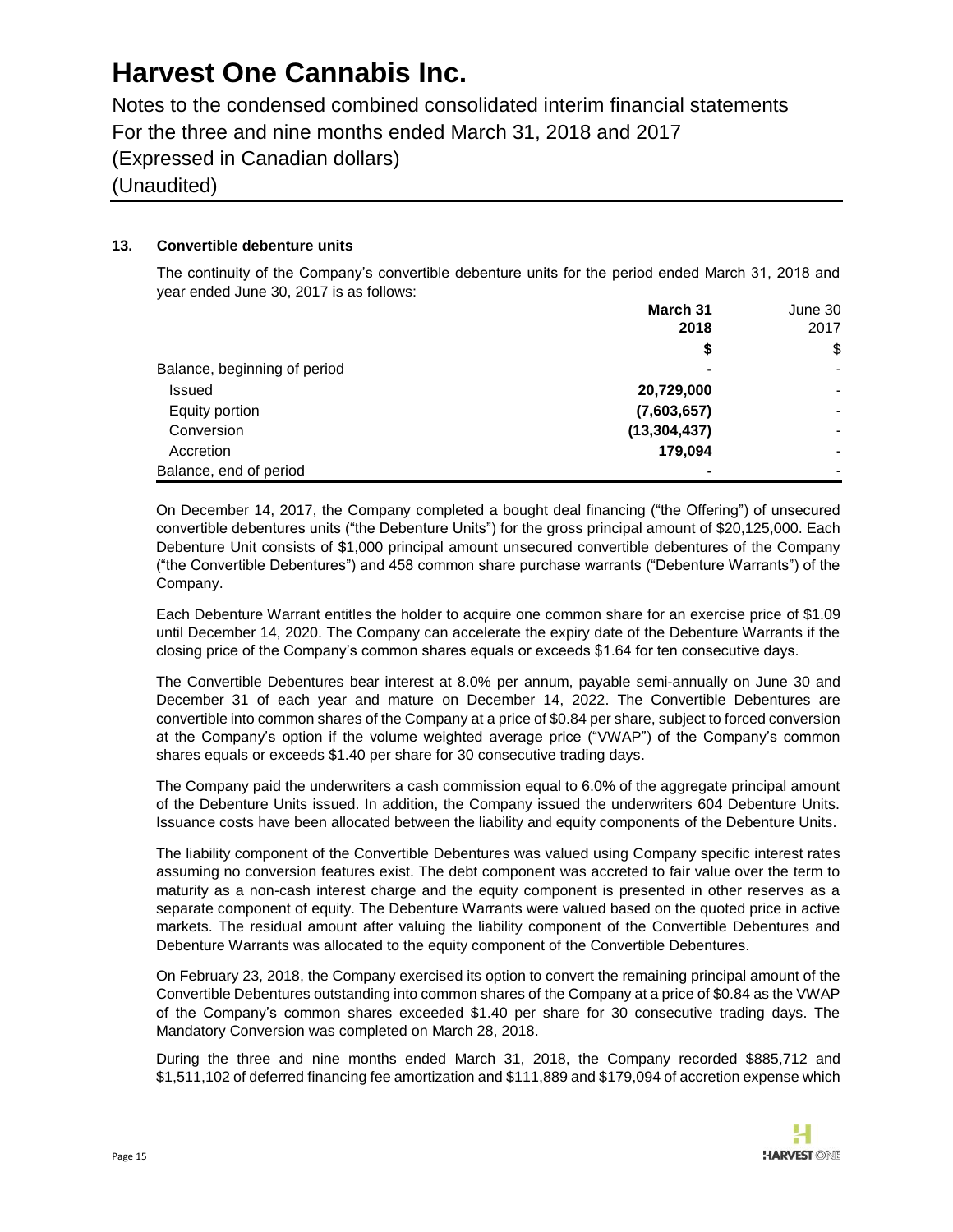## 13. Convertible debenture units

The continuity of the Company's convertible debenture units for the period ended March 31, 2018 and year ended June 30, 2017 is as follows:

| | **March 31 2018** | June 30 2017 |
|---|---|---|
| | **$** | $ |
| Balance, beginning of period | **-** | - |
| Issued | **20,729,000** | - |
| Equity portion | **(7,603,657)** | - |
| Conversion | **(13,304,437)** | - |
| Accretion | **179,094** | - |
| Balance, end of period | **-** | - |

On December 14, 2017, the Company completed a bought deal financing ("the Offering") of unsecured convertible debentures units ("the Debenture Units") for the gross principal amount of $20,125,000. Each Debenture Unit consists of $1,000 principal amount unsecured convertible debentures of the Company ("the Convertible Debentures") and 458 common share purchase warrants ("Debenture Warrants") of the Company.

Each Debenture Warrant entitles the holder to acquire one common share for an exercise price of $1.09 until December 14, 2020. The Company can accelerate the expiry date of the Debenture Warrants if the closing price of the Company's common shares equals or exceeds $1.64 for ten consecutive days.

The Convertible Debentures bear interest at 8.0% per annum, payable semi-annually on June 30 and December 31 of each year and mature on December 14, 2022. The Convertible Debentures are convertible into common shares of the Company at a price of $0.84 per share, subject to forced conversion at the Company's option if the volume weighted average price ("VWAP") of the Company's common shares equals or exceeds $1.40 per share for 30 consecutive trading days.

The Company paid the underwriters a cash commission equal to 6.0% of the aggregate principal amount of the Debenture Units issued. In addition, the Company issued the underwriters 604 Debenture Units. Issuance costs have been allocated between the liability and equity components of the Debenture Units.

The liability component of the Convertible Debentures was valued using Company specific interest rates assuming no conversion features exist. The debt component was accreted to fair value over the term to maturity as a non-cash interest charge and the equity component is presented in other reserves as a separate component of equity. The Debenture Warrants were valued based on the quoted price in active markets. The residual amount after valuing the liability component of the Convertible Debentures and Debenture Warrants was allocated to the equity component of the Convertible Debentures.

On February 23, 2018, the Company exercised its option to convert the remaining principal amount of the Convertible Debentures outstanding into common shares of the Company at a price of $0.84 as the VWAP of the Company's common shares exceeded $1.40 per share for 30 consecutive trading days. The Mandatory Conversion was completed on March 28, 2018.

During the three and nine months ended March 31, 2018, the Company recorded $885,712 and $1,511,102 of deferred financing fee amortization and $111,889 and $179,094 of accretion expense which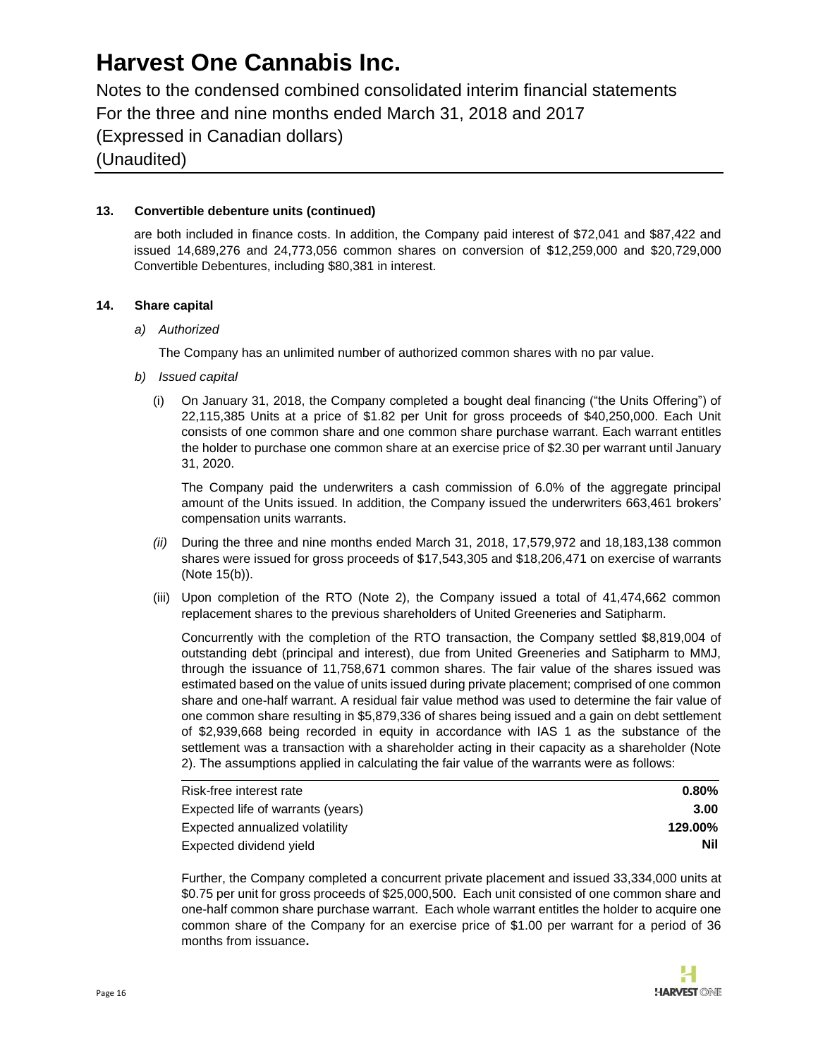**13. Convertible debenture units (continued)**

are both included in finance costs. In addition, the Company paid interest of $72,041 and $87,422 and issued 14,689,276 and 24,773,056 common shares on conversion of $12,259,000 and $20,729,000 Convertible Debentures, including $80,381 in interest.

**14. Share capital**

*a) Authorized*

The Company has an unlimited number of authorized common shares with no par value.

*b) Issued capital*

(i) On January 31, 2018, the Company completed a bought deal financing ("the Units Offering") of 22,115,385 Units at a price of $1.82 per Unit for gross proceeds of $40,250,000. Each Unit consists of one common share and one common share purchase warrant. Each warrant entitles the holder to purchase one common share at an exercise price of $2.30 per warrant until January 31, 2020.

The Company paid the underwriters a cash commission of 6.0% of the aggregate principal amount of the Units issued. In addition, the Company issued the underwriters 663,461 brokers' compensation units warrants.

*(ii)* During the three and nine months ended March 31, 2018, 17,579,972 and 18,183,138 common shares were issued for gross proceeds of $17,543,305 and $18,206,471 on exercise of warrants (Note 15(b)).

(iii) Upon completion of the RTO (Note 2), the Company issued a total of 41,474,662 common replacement shares to the previous shareholders of United Greeneries and Satipharm.

Concurrently with the completion of the RTO transaction, the Company settled $8,819,004 of outstanding debt (principal and interest), due from United Greeneries and Satipharm to MMJ, through the issuance of 11,758,671 common shares. The fair value of the shares issued was estimated based on the value of units issued during private placement; comprised of one common share and one-half warrant. A residual fair value method was used to determine the fair value of one common share resulting in $5,879,336 of shares being issued and a gain on debt settlement of $2,939,668 being recorded in equity in accordance with IAS 1 as the substance of the settlement was a transaction with a shareholder acting in their capacity as a shareholder (Note 2). The assumptions applied in calculating the fair value of the warrants were as follows:

| | |
|---|---|
| Risk-free interest rate | **0.80%** |
| Expected life of warrants (years) | **3.00** |
| Expected annualized volatility | **129.00%** |
| Expected dividend yield | **Nil** |

Further, the Company completed a concurrent private placement and issued 33,334,000 units at $0.75 per unit for gross proceeds of $25,000,500. Each unit consisted of one common share and one-half common share purchase warrant. Each whole warrant entitles the holder to acquire one common share of the Company for an exercise price of $1.00 per warrant for a period of 36 months from issuance.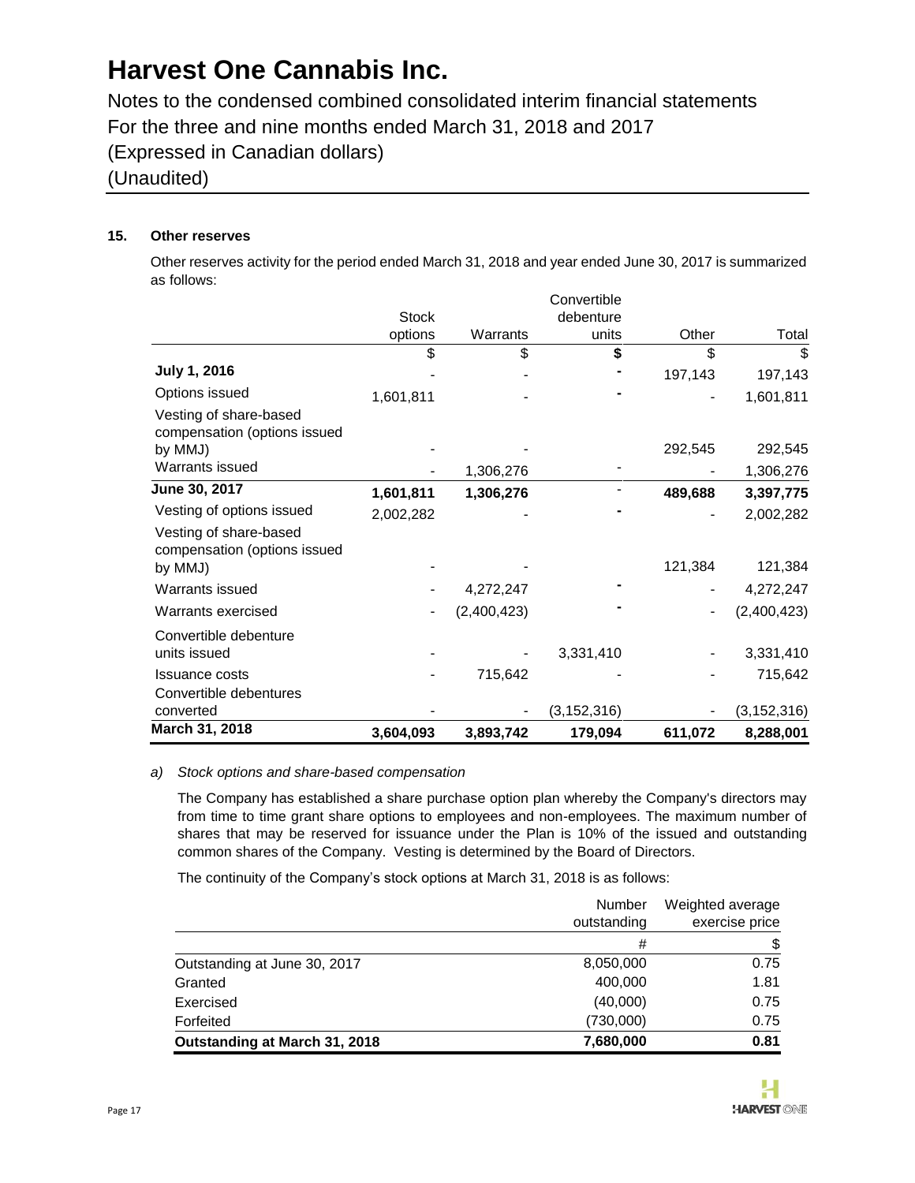# Harvest One Cannabis Inc.

Notes to the condensed combined consolidated interim financial statements
For the three and nine months ended March 31, 2018 and 2017
(Expressed in Canadian dollars)
(Unaudited)

**15. Other reserves**

Other reserves activity for the period ended March 31, 2018 and year ended June 30, 2017 is summarized as follows:

| | Stock options | Warrants | Convertible debenture units | Other | Total |
|---|---|---|---|---|---|
| | $ | $ | $ | $ | $ |
| **July 1, 2016** | - | - | - | 197,143 | 197,143 |
| Options issued | 1,601,811 | - | - | - | 1,601,811 |
| Vesting of share-based compensation (options issued by MMJ) | - | - | | 292,545 | 292,545 |
| Warrants issued | - | 1,306,276 | - | - | 1,306,276 |
| **June 30, 2017** | **1,601,811** | **1,306,276** | - | **489,688** | **3,397,775** |
| Vesting of options issued | 2,002,282 | - | - | - | 2,002,282 |
| Vesting of share-based compensation (options issued by MMJ) | - | - | | 121,384 | 121,384 |
| Warrants issued | - | 4,272,247 | - | - | 4,272,247 |
| Warrants exercised | - | (2,400,423) | - | - | (2,400,423) |
| Convertible debenture units issued | - | - | 3,331,410 | - | 3,331,410 |
| Issuance costs | - | 715,642 | - | - | 715,642 |
| Convertible debentures converted | - | - | (3,152,316) | - | (3,152,316) |
| **March 31, 2018** | **3,604,093** | **3,893,742** | **179,094** | **611,072** | **8,288,001** |

*a) Stock options and share-based compensation*

The Company has established a share purchase option plan whereby the Company's directors may from time to time grant share options to employees and non-employees. The maximum number of shares that may be reserved for issuance under the Plan is 10% of the issued and outstanding common shares of the Company. Vesting is determined by the Board of Directors.

The continuity of the Company's stock options at March 31, 2018 is as follows:

| | Number outstanding | Weighted average exercise price |
|---|---|---|
| | # | $ |
| Outstanding at June 30, 2017 | 8,050,000 | 0.75 |
| Granted | 400,000 | 1.81 |
| Exercised | (40,000) | 0.75 |
| Forfeited | (730,000) | 0.75 |
| **Outstanding at March 31, 2018** | **7,680,000** | **0.81** |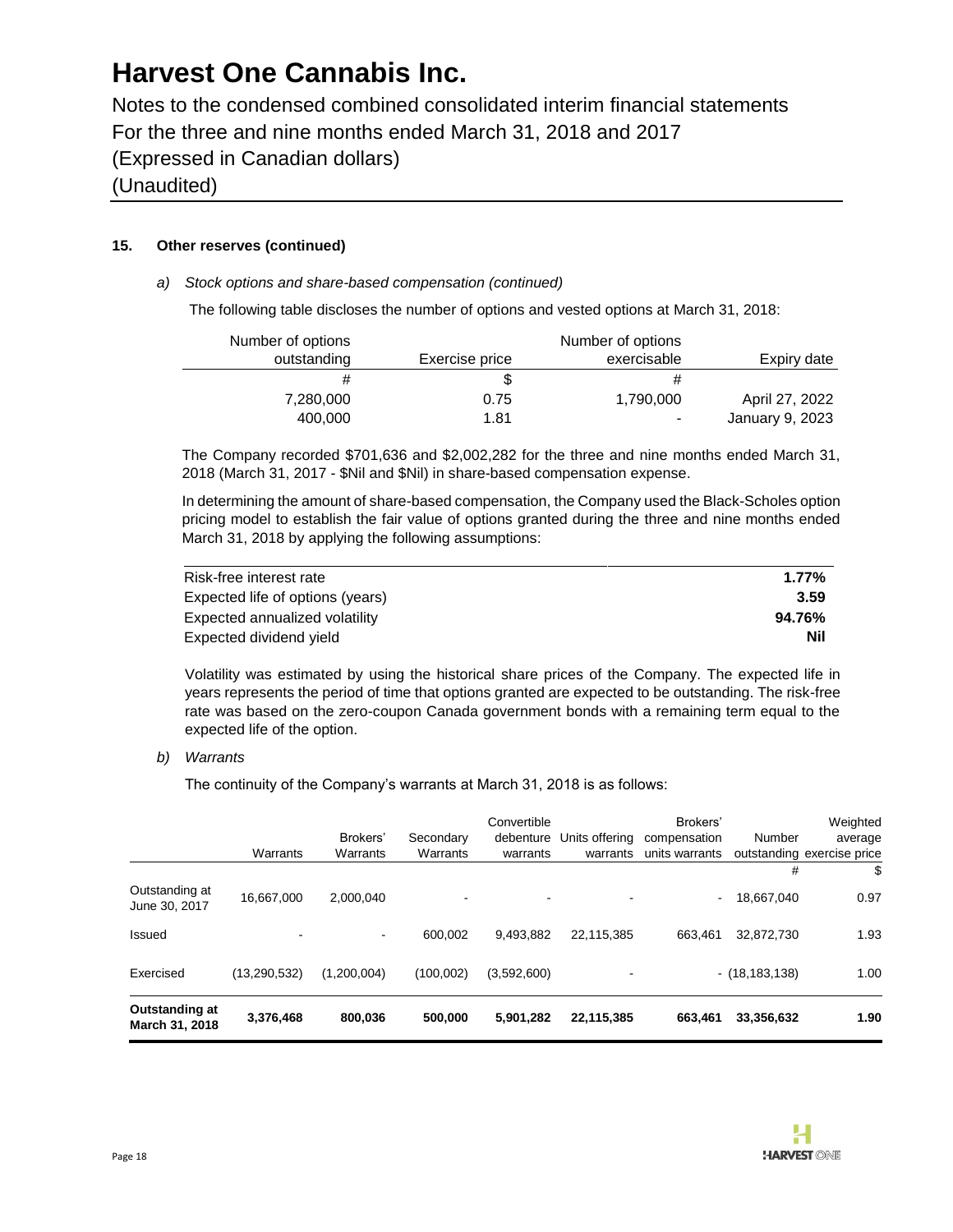# Harvest One Cannabis Inc.

Notes to the condensed combined consolidated interim financial statements
For the three and nine months ended March 31, 2018 and 2017
(Expressed in Canadian dollars)
(Unaudited)

**15. Other reserves (continued)**

*a) Stock options and share-based compensation (continued)*

The following table discloses the number of options and vested options at March 31, 2018:

| Number of options outstanding | Exercise price | Number of options exercisable | Expiry date |
|---|---|---|---|
| # | $ | # | |
| 7,280,000 | 0.75 | 1,790,000 | April 27, 2022 |
| 400,000 | 1.81 | - | January 9, 2023 |

The Company recorded $701,636 and $2,002,282 for the three and nine months ended March 31, 2018 (March 31, 2017 - $Nil and $Nil) in share-based compensation expense.

In determining the amount of share-based compensation, the Company used the Black-Scholes option pricing model to establish the fair value of options granted during the three and nine months ended March 31, 2018 by applying the following assumptions:

| | |
|---|---|
| Risk-free interest rate | **1.77%** |
| Expected life of options (years) | **3.59** |
| Expected annualized volatility | **94.76%** |
| Expected dividend yield | **Nil** |

Volatility was estimated by using the historical share prices of the Company. The expected life in years represents the period of time that options granted are expected to be outstanding. The risk-free rate was based on the zero-coupon Canada government bonds with a remaining term equal to the expected life of the option.

*b) Warrants*

The continuity of the Company's warrants at March 31, 2018 is as follows:

| | Warrants | Brokers' Warrants | Secondary Warrants | Convertible debenture warrants | Units offering warrants | Brokers' compensation units warrants | Number outstanding | Weighted average exercise price |
|---|---|---|---|---|---|---|---|---|
| | | | | | | | # | $ |
| Outstanding at June 30, 2017 | 16,667,000 | 2,000,040 | - | - | - | - | 18,667,040 | 0.97 |
| Issued | - | - | 600,002 | 9,493,882 | 22,115,385 | 663,461 | 32,872,730 | 1.93 |
| Exercised | (13,290,532) | (1,200,004) | (100,002) | (3,592,600) | - | - | (18,183,138) | 1.00 |
| **Outstanding at March 31, 2018** | **3,376,468** | **800,036** | **500,000** | **5,901,282** | **22,115,385** | **663,461** | **33,356,632** | **1.90** |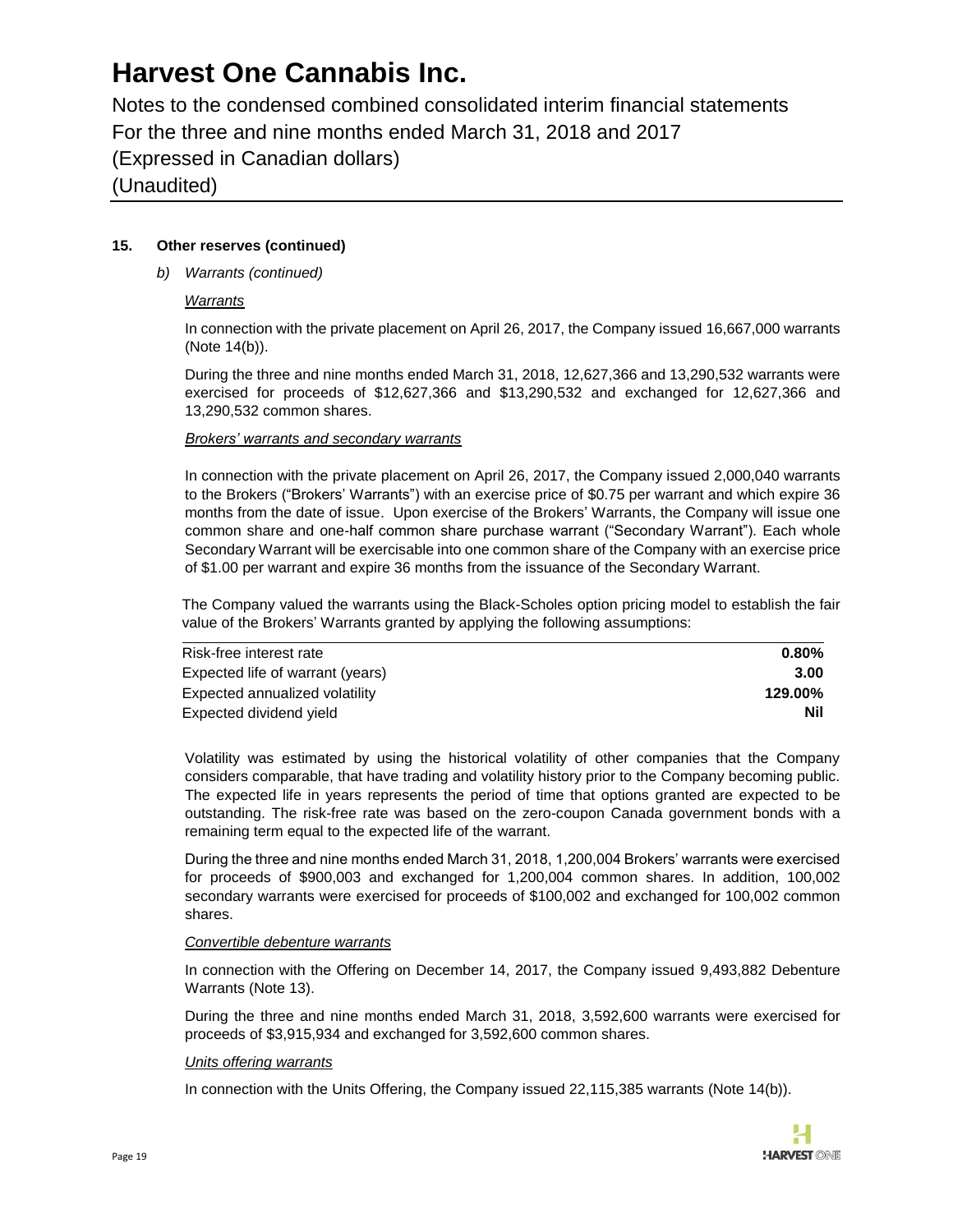# Harvest One Cannabis Inc.

Notes to the condensed combined consolidated interim financial statements
For the three and nine months ended March 31, 2018 and 2017
(Expressed in Canadian dollars)
(Unaudited)

**15. Other reserves (continued)**

*b) Warrants (continued)*

*Warrants*

In connection with the private placement on April 26, 2017, the Company issued 16,667,000 warrants (Note 14(b)).

During the three and nine months ended March 31, 2018, 12,627,366 and 13,290,532 warrants were exercised for proceeds of $12,627,366 and $13,290,532 and exchanged for 12,627,366 and 13,290,532 common shares.

*Brokers' warrants and secondary warrants*

In connection with the private placement on April 26, 2017, the Company issued 2,000,040 warrants to the Brokers ("Brokers' Warrants") with an exercise price of $0.75 per warrant and which expire 36 months from the date of issue. Upon exercise of the Brokers' Warrants, the Company will issue one common share and one-half common share purchase warrant ("Secondary Warrant"). Each whole Secondary Warrant will be exercisable into one common share of the Company with an exercise price of $1.00 per warrant and expire 36 months from the issuance of the Secondary Warrant.

The Company valued the warrants using the Black-Scholes option pricing model to establish the fair value of the Brokers' Warrants granted by applying the following assumptions:

| | |
|---|---|
| Risk-free interest rate | **0.80%** |
| Expected life of warrant (years) | **3.00** |
| Expected annualized volatility | **129.00%** |
| Expected dividend yield | **Nil** |

Volatility was estimated by using the historical volatility of other companies that the Company considers comparable, that have trading and volatility history prior to the Company becoming public. The expected life in years represents the period of time that options granted are expected to be outstanding. The risk-free rate was based on the zero-coupon Canada government bonds with a remaining term equal to the expected life of the warrant.

During the three and nine months ended March 31, 2018, 1,200,004 Brokers' warrants were exercised for proceeds of $900,003 and exchanged for 1,200,004 common shares. In addition, 100,002 secondary warrants were exercised for proceeds of $100,002 and exchanged for 100,002 common shares.

*Convertible debenture warrants*

In connection with the Offering on December 14, 2017, the Company issued 9,493,882 Debenture Warrants (Note 13).

During the three and nine months ended March 31, 2018, 3,592,600 warrants were exercised for proceeds of $3,915,934 and exchanged for 3,592,600 common shares.

*Units offering warrants*

In connection with the Units Offering, the Company issued 22,115,385 warrants (Note 14(b)).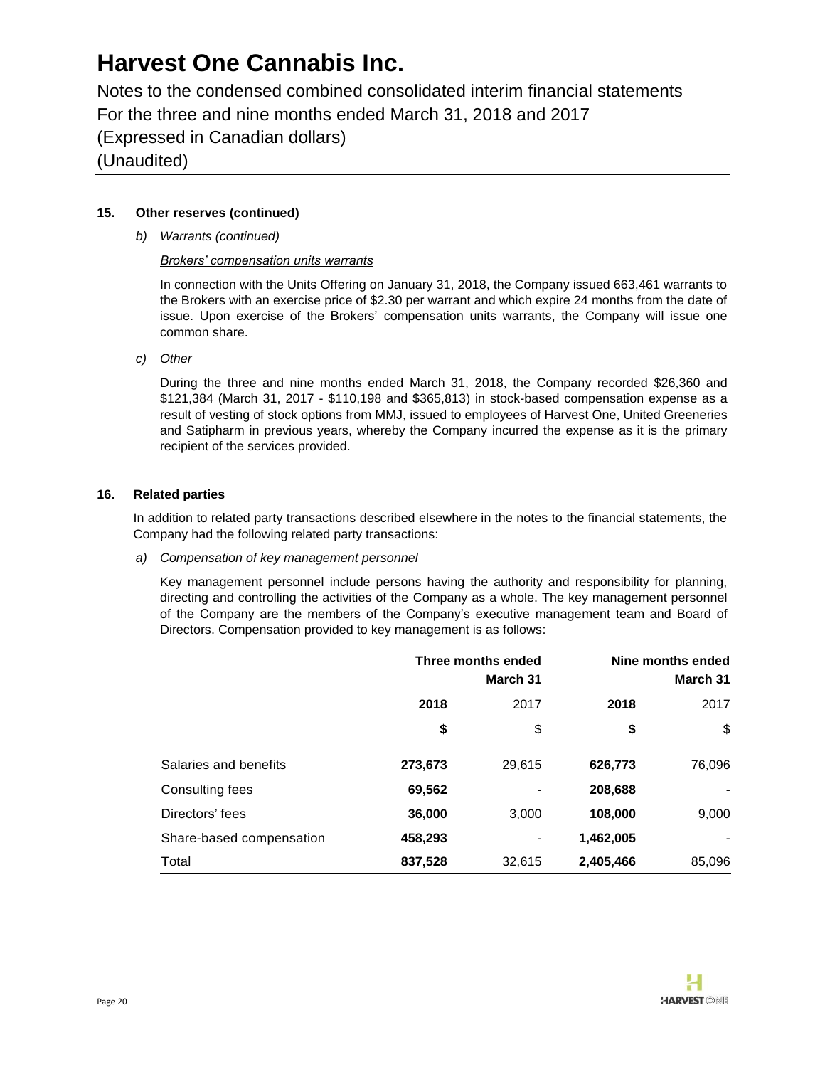# Harvest One Cannabis Inc.

Notes to the condensed combined consolidated interim financial statements
For the three and nine months ended March 31, 2018 and 2017
(Expressed in Canadian dollars)
(Unaudited)

### 15. Other reserves (continued)

*b) Warrants (continued)*

*Brokers' compensation units warrants*

In connection with the Units Offering on January 31, 2018, the Company issued 663,461 warrants to the Brokers with an exercise price of $2.30 per warrant and which expire 24 months from the date of issue. Upon exercise of the Brokers' compensation units warrants, the Company will issue one common share.

*c) Other*

During the three and nine months ended March 31, 2018, the Company recorded $26,360 and $121,384 (March 31, 2017 - $110,198 and $365,813) in stock-based compensation expense as a result of vesting of stock options from MMJ, issued to employees of Harvest One, United Greeneries and Satipharm in previous years, whereby the Company incurred the expense as it is the primary recipient of the services provided.

### 16. Related parties

In addition to related party transactions described elsewhere in the notes to the financial statements, the Company had the following related party transactions:

*a) Compensation of key management personnel*

Key management personnel include persons having the authority and responsibility for planning, directing and controlling the activities of the Company as a whole. The key management personnel of the Company are the members of the Company's executive management team and Board of Directors. Compensation provided to key management is as follows:

| | Three months ended March 31 | | Nine months ended March 31 | |
|---|---|---|---|---|
| | **2018** | 2017 | **2018** | 2017 |
| | **$** | $ | **$** | $ |
| Salaries and benefits | **273,673** | 29,615 | **626,773** | 76,096 |
| Consulting fees | **69,562** | - | **208,688** | - |
| Directors' fees | **36,000** | 3,000 | **108,000** | 9,000 |
| Share-based compensation | **458,293** | - | **1,462,005** | - |
| Total | **837,528** | 32,615 | **2,405,466** | 85,096 |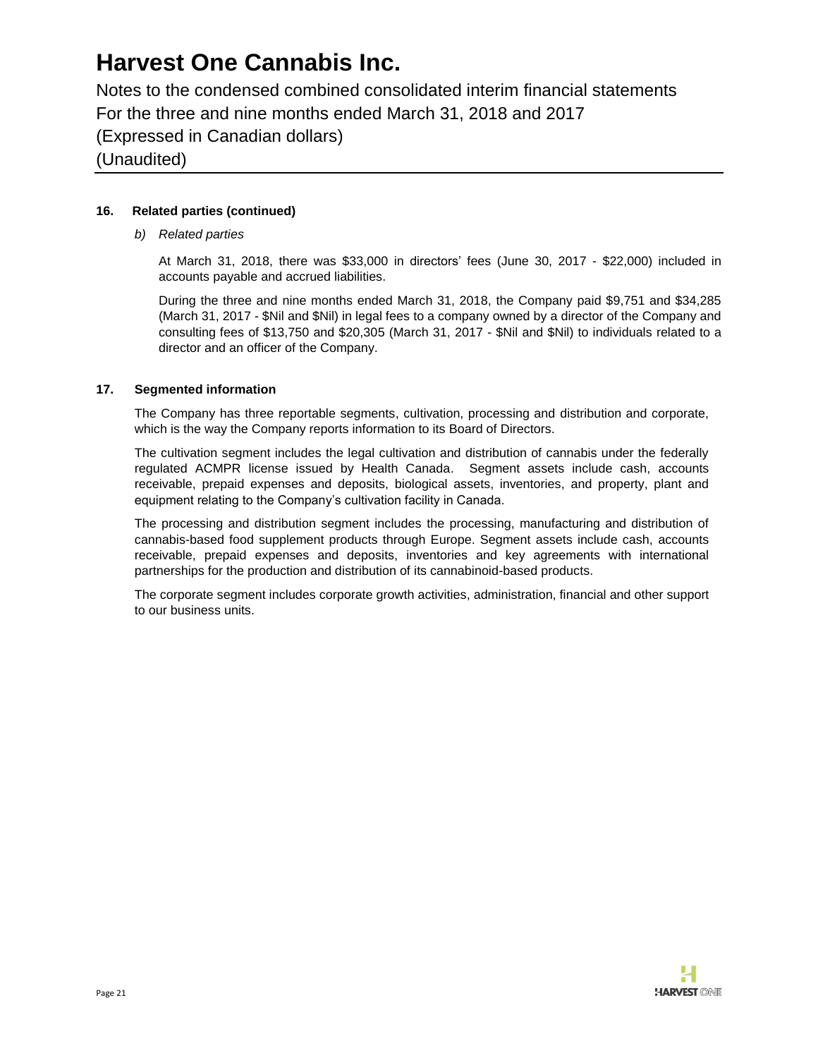## 16. Related parties (continued)

*b) Related parties*

At March 31, 2018, there was $33,000 in directors' fees (June 30, 2017 - $22,000) included in accounts payable and accrued liabilities.

During the three and nine months ended March 31, 2018, the Company paid $9,751 and $34,285 (March 31, 2017 - $Nil and $Nil) in legal fees to a company owned by a director of the Company and consulting fees of $13,750 and $20,305 (March 31, 2017 - $Nil and $Nil) to individuals related to a director and an officer of the Company.

## 17. Segmented information

The Company has three reportable segments, cultivation, processing and distribution and corporate, which is the way the Company reports information to its Board of Directors.

The cultivation segment includes the legal cultivation and distribution of cannabis under the federally regulated ACMPR license issued by Health Canada. Segment assets include cash, accounts receivable, prepaid expenses and deposits, biological assets, inventories, and property, plant and equipment relating to the Company's cultivation facility in Canada.

The processing and distribution segment includes the processing, manufacturing and distribution of cannabis-based food supplement products through Europe. Segment assets include cash, accounts receivable, prepaid expenses and deposits, inventories and key agreements with international partnerships for the production and distribution of its cannabinoid-based products.

The corporate segment includes corporate growth activities, administration, financial and other support to our business units.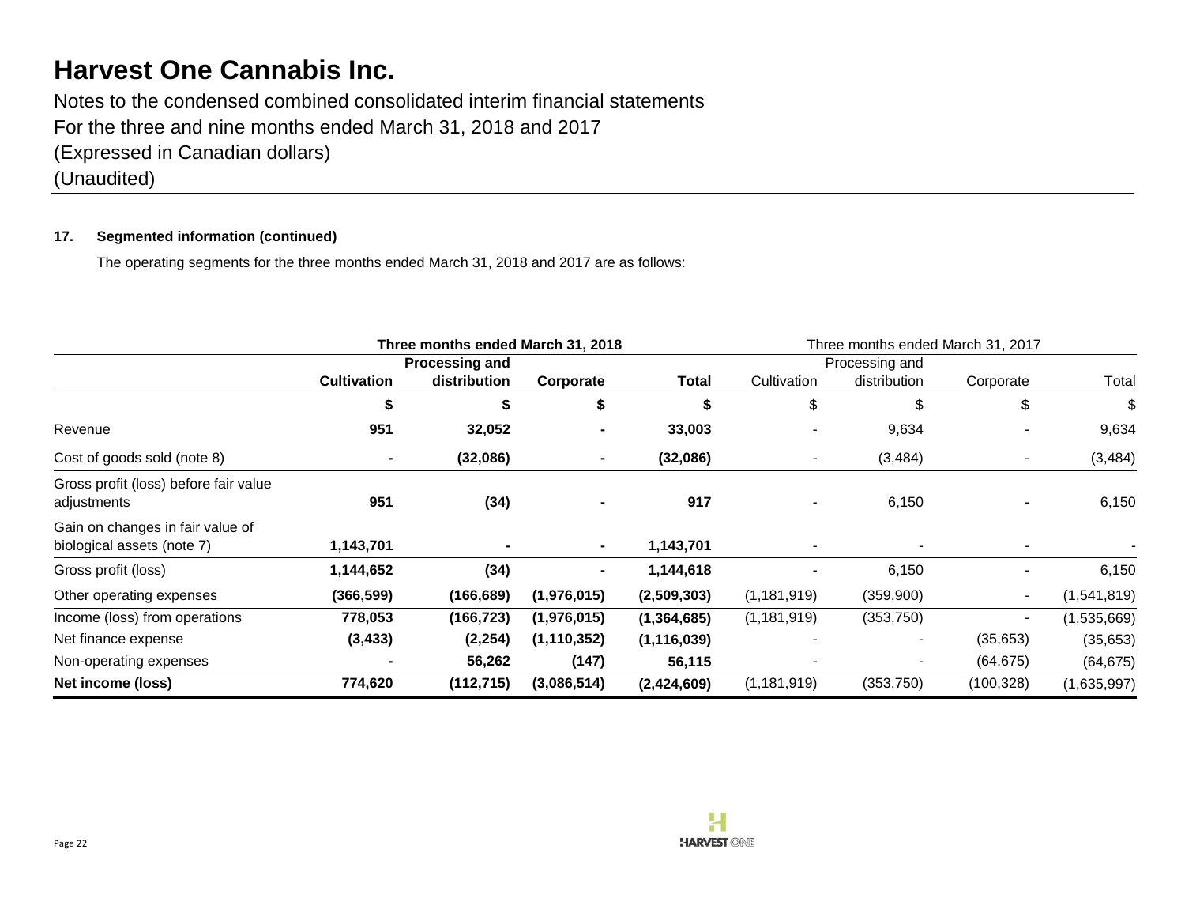# Harvest One Cannabis Inc.

Notes to the condensed combined consolidated interim financial statements
For the three and nine months ended March 31, 2018 and 2017
(Expressed in Canadian dollars)
(Unaudited)

**17. Segmented information (continued)**

The operating segments for the three months ended March 31, 2018 and 2017 are as follows:

| | **Three months ended March 31, 2018** | | | | Three months ended March 31, 2017 | | | |
|---|---|---|---|---|---|---|---|---|
| | **Cultivation** | **Processing and distribution** | **Corporate** | **Total** | Cultivation | Processing and distribution | Corporate | Total |
| | **$** | **$** | **$** | **$** | $ | $ | $ | $ |
| Revenue | **951** | **32,052** | **-** | **33,003** | - | 9,634 | - | 9,634 |
| Cost of goods sold (note 8) | **-** | **(32,086)** | **-** | **(32,086)** | - | (3,484) | - | (3,484) |
| Gross profit (loss) before fair value adjustments | **951** | **(34)** | **-** | **917** | - | 6,150 | - | 6,150 |
| Gain on changes in fair value of biological assets (note 7) | **1,143,701** | **-** | **-** | **1,143,701** | - | - | - | - |
| Gross profit (loss) | **1,144,652** | **(34)** | **-** | **1,144,618** | - | 6,150 | - | 6,150 |
| Other operating expenses | **(366,599)** | **(166,689)** | **(1,976,015)** | **(2,509,303)** | (1,181,919) | (359,900) | - | (1,541,819) |
| Income (loss) from operations | **778,053** | **(166,723)** | **(1,976,015)** | **(1,364,685)** | (1,181,919) | (353,750) | - | (1,535,669) |
| Net finance expense | **(3,433)** | **(2,254)** | **(1,110,352)** | **(1,116,039)** | - | - | (35,653) | (35,653) |
| Non-operating expenses | **-** | **56,262** | **(147)** | **56,115** | - | - | (64,675) | (64,675) |
| **Net income (loss)** | **774,620** | **(112,715)** | **(3,086,514)** | **(2,424,609)** | (1,181,919) | (353,750) | (100,328) | (1,635,997) |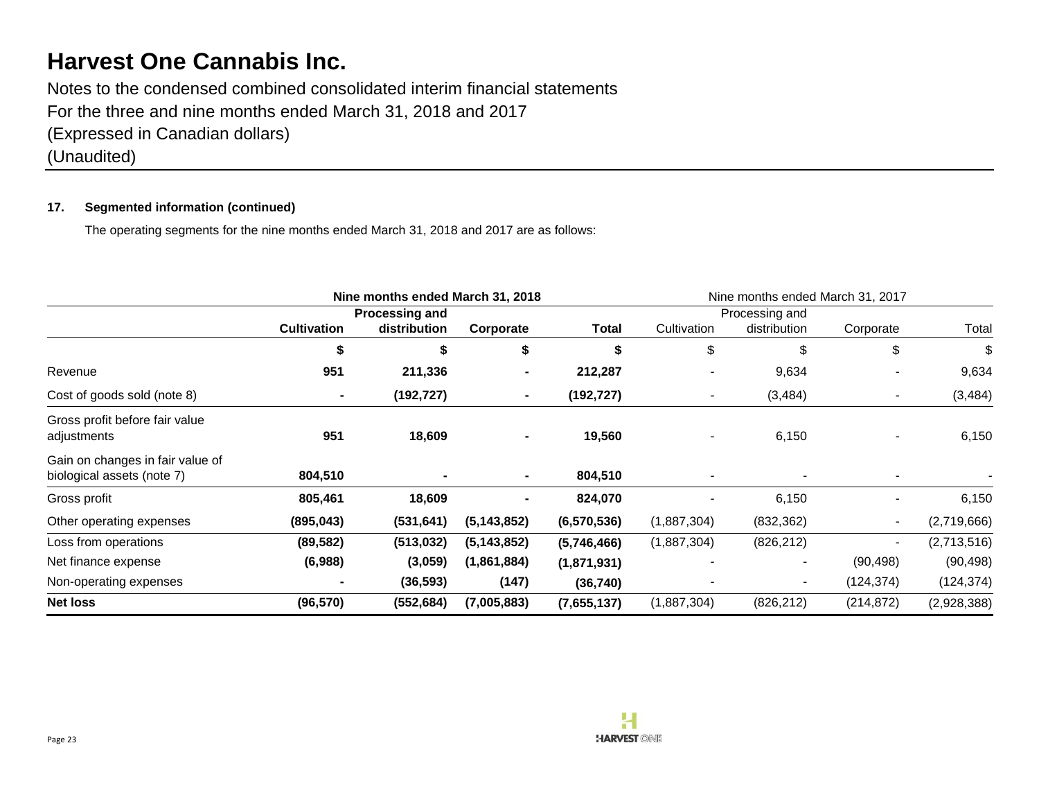# Harvest One Cannabis Inc.

Notes to the condensed combined consolidated interim financial statements
For the three and nine months ended March 31, 2018 and 2017
(Expressed in Canadian dollars)
(Unaudited)

**17. Segmented information (continued)**

The operating segments for the nine months ended March 31, 2018 and 2017 are as follows:

| | **Nine months ended March 31, 2018** | | | | Nine months ended March 31, 2017 | | | |
|---|---|---|---|---|---|---|---|---|
| | **Cultivation** | **Processing and distribution** | **Corporate** | **Total** | Cultivation | Processing and distribution | Corporate | Total |
| | **$** | **$** | **$** | **$** | $ | $ | $ | $ |
| Revenue | **951** | **211,336** | **-** | **212,287** | - | 9,634 | - | 9,634 |
| Cost of goods sold (note 8) | **-** | **(192,727)** | **-** | **(192,727)** | - | (3,484) | - | (3,484) |
| Gross profit before fair value adjustments | **951** | **18,609** | **-** | **19,560** | - | 6,150 | - | 6,150 |
| Gain on changes in fair value of biological assets (note 7) | **804,510** | **-** | **-** | **804,510** | - | - | - | - |
| Gross profit | **805,461** | **18,609** | **-** | **824,070** | - | 6,150 | - | 6,150 |
| Other operating expenses | **(895,043)** | **(531,641)** | **(5,143,852)** | **(6,570,536)** | (1,887,304) | (832,362) | - | (2,719,666) |
| Loss from operations | **(89,582)** | **(513,032)** | **(5,143,852)** | **(5,746,466)** | (1,887,304) | (826,212) | - | (2,713,516) |
| Net finance expense | **(6,988)** | **(3,059)** | **(1,861,884)** | **(1,871,931)** | - | - | (90,498) | (90,498) |
| Non-operating expenses | **-** | **(36,593)** | **(147)** | **(36,740)** | - | - | (124,374) | (124,374) |
| **Net loss** | **(96,570)** | **(552,684)** | **(7,005,883)** | **(7,655,137)** | (1,887,304) | (826,212) | (214,872) | (2,928,388) |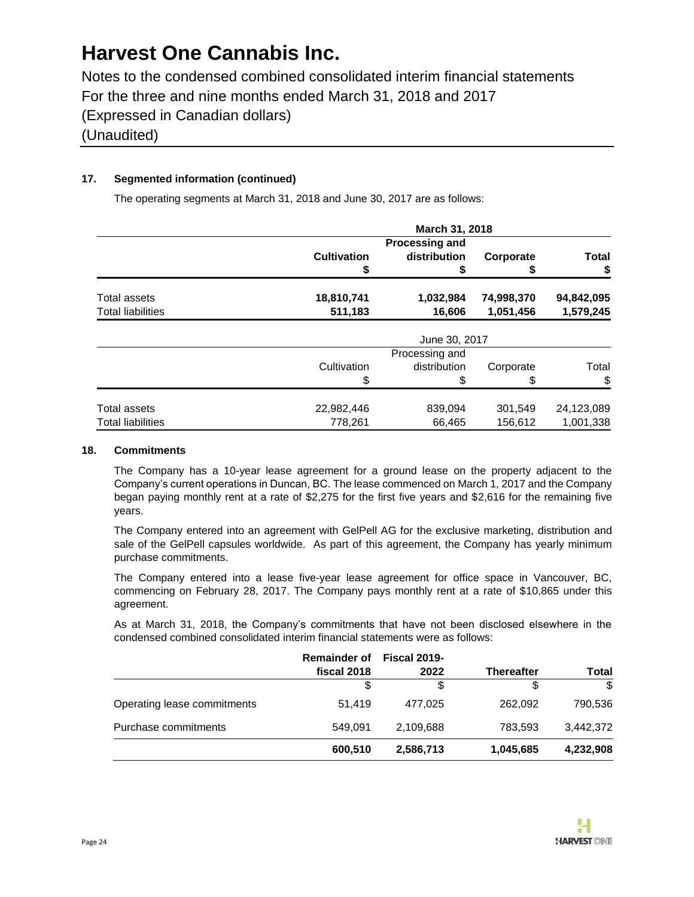### 17. Segmented information (continued)

The operating segments at March 31, 2018 and June 30, 2017 are as follows:

| | March 31, 2018 | | | |
|---|---|---|---|---|
| | **Cultivation** | **Processing and distribution** | **Corporate** | **Total** |
| | **$** | **$** | **$** | **$** |
| Total assets | **18,810,741** | **1,032,984** | **74,998,370** | **94,842,095** |
| Total liabilities | **511,183** | **16,606** | **1,051,456** | **1,579,245** |

| | June 30, 2017 | | | |
|---|---|---|---|---|
| | Cultivation | Processing and distribution | Corporate | Total |
| | $ | $ | $ | $ |
| Total assets | 22,982,446 | 839,094 | 301,549 | 24,123,089 |
| Total liabilities | 778,261 | 66,465 | 156,612 | 1,001,338 |

### 18. Commitments

The Company has a 10-year lease agreement for a ground lease on the property adjacent to the Company's current operations in Duncan, BC. The lease commenced on March 1, 2017 and the Company began paying monthly rent at a rate of $2,275 for the first five years and $2,616 for the remaining five years.

The Company entered into an agreement with GelPell AG for the exclusive marketing, distribution and sale of the GelPell capsules worldwide. As part of this agreement, the Company has yearly minimum purchase commitments.

The Company entered into a lease five-year lease agreement for office space in Vancouver, BC, commencing on February 28, 2017. The Company pays monthly rent at a rate of $10,865 under this agreement.

As at March 31, 2018, the Company's commitments that have not been disclosed elsewhere in the condensed combined consolidated interim financial statements were as follows:

| | **Remainder of fiscal 2018** | **Fiscal 2019-2022** | **Thereafter** | **Total** |
|---|---|---|---|---|
| | $ | $ | $ | $ |
| Operating lease commitments | 51,419 | 477,025 | 262,092 | 790,536 |
| Purchase commitments | 549,091 | 2,109,688 | 783,593 | 3,442,372 |
| | **600,510** | **2,586,713** | **1,045,685** | **4,232,908** |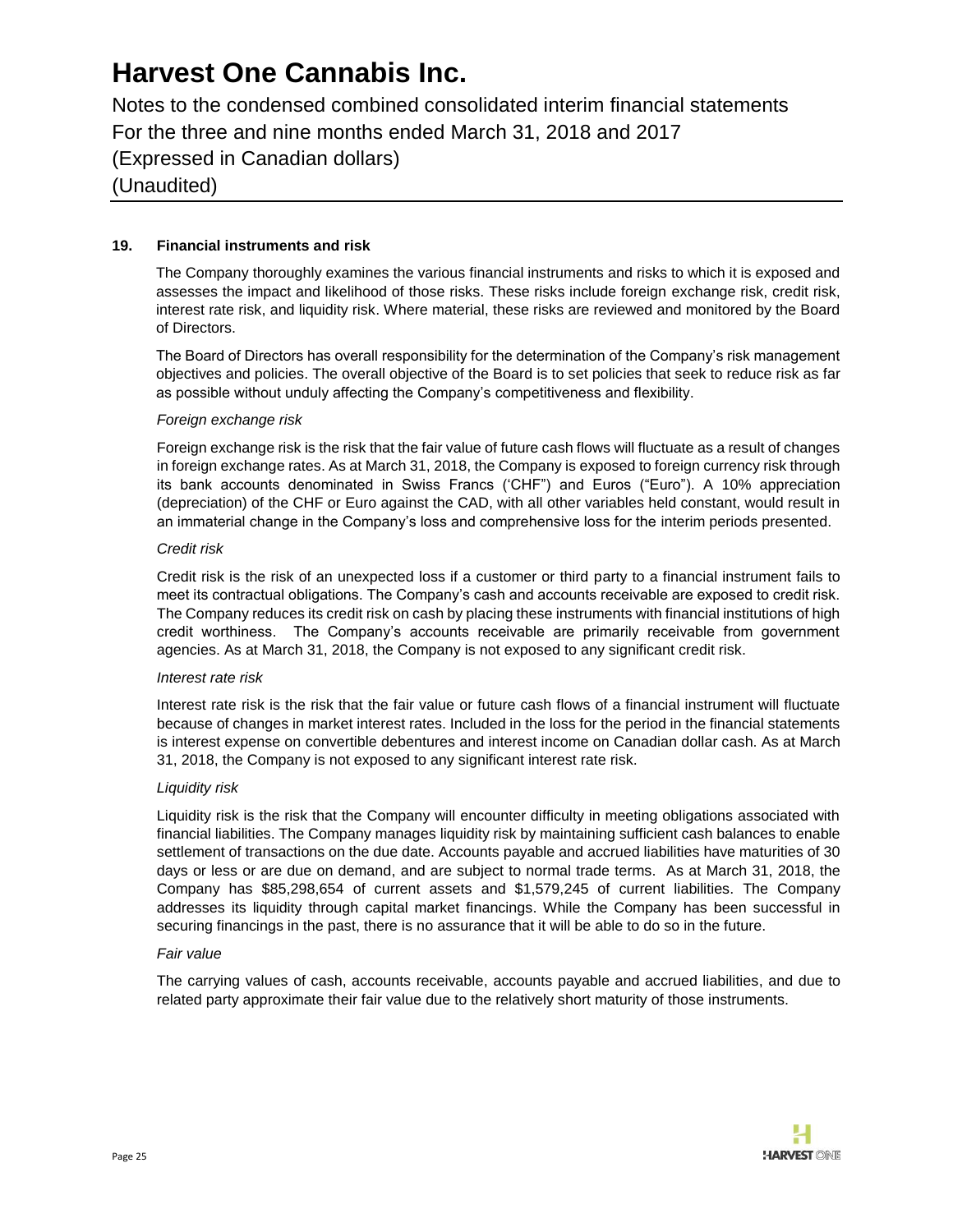## 19. Financial instruments and risk

The Company thoroughly examines the various financial instruments and risks to which it is exposed and assesses the impact and likelihood of those risks. These risks include foreign exchange risk, credit risk, interest rate risk, and liquidity risk. Where material, these risks are reviewed and monitored by the Board of Directors.

The Board of Directors has overall responsibility for the determination of the Company's risk management objectives and policies. The overall objective of the Board is to set policies that seek to reduce risk as far as possible without unduly affecting the Company's competitiveness and flexibility.

*Foreign exchange risk*

Foreign exchange risk is the risk that the fair value of future cash flows will fluctuate as a result of changes in foreign exchange rates. As at March 31, 2018, the Company is exposed to foreign currency risk through its bank accounts denominated in Swiss Francs ('CHF") and Euros ("Euro"). A 10% appreciation (depreciation) of the CHF or Euro against the CAD, with all other variables held constant, would result in an immaterial change in the Company's loss and comprehensive loss for the interim periods presented.

*Credit risk*

Credit risk is the risk of an unexpected loss if a customer or third party to a financial instrument fails to meet its contractual obligations. The Company's cash and accounts receivable are exposed to credit risk. The Company reduces its credit risk on cash by placing these instruments with financial institutions of high credit worthiness. The Company's accounts receivable are primarily receivable from government agencies. As at March 31, 2018, the Company is not exposed to any significant credit risk.

*Interest rate risk*

Interest rate risk is the risk that the fair value or future cash flows of a financial instrument will fluctuate because of changes in market interest rates. Included in the loss for the period in the financial statements is interest expense on convertible debentures and interest income on Canadian dollar cash. As at March 31, 2018, the Company is not exposed to any significant interest rate risk.

*Liquidity risk*

Liquidity risk is the risk that the Company will encounter difficulty in meeting obligations associated with financial liabilities. The Company manages liquidity risk by maintaining sufficient cash balances to enable settlement of transactions on the due date. Accounts payable and accrued liabilities have maturities of 30 days or less or are due on demand, and are subject to normal trade terms. As at March 31, 2018, the Company has $85,298,654 of current assets and $1,579,245 of current liabilities. The Company addresses its liquidity through capital market financings. While the Company has been successful in securing financings in the past, there is no assurance that it will be able to do so in the future.

*Fair value*

The carrying values of cash, accounts receivable, accounts payable and accrued liabilities, and due to related party approximate their fair value due to the relatively short maturity of those instruments.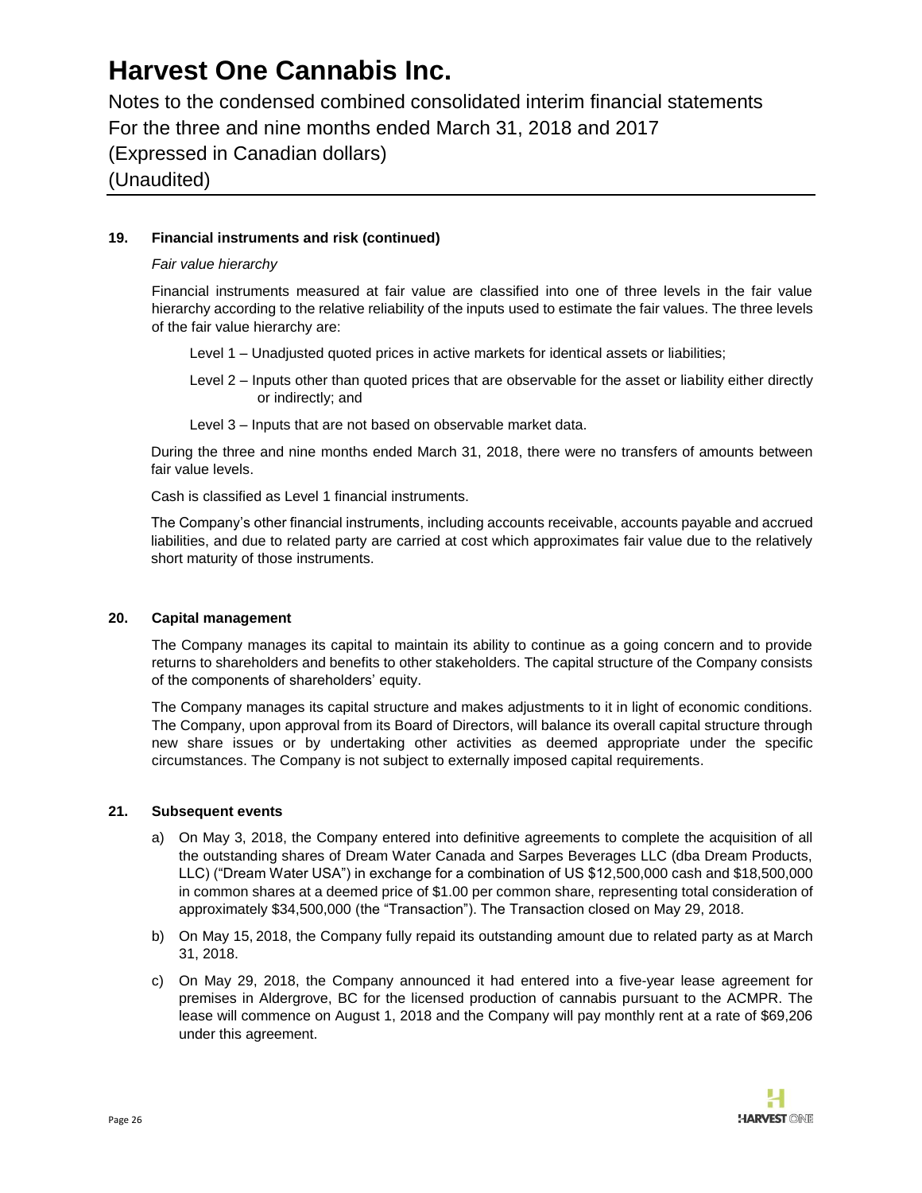**19. Financial instruments and risk (continued)**

*Fair value hierarchy*

Financial instruments measured at fair value are classified into one of three levels in the fair value hierarchy according to the relative reliability of the inputs used to estimate the fair values. The three levels of the fair value hierarchy are:

Level 1 – Unadjusted quoted prices in active markets for identical assets or liabilities;

Level 2 – Inputs other than quoted prices that are observable for the asset or liability either directly or indirectly; and

Level 3 – Inputs that are not based on observable market data.

During the three and nine months ended March 31, 2018, there were no transfers of amounts between fair value levels.

Cash is classified as Level 1 financial instruments.

The Company's other financial instruments, including accounts receivable, accounts payable and accrued liabilities, and due to related party are carried at cost which approximates fair value due to the relatively short maturity of those instruments.

**20. Capital management**

The Company manages its capital to maintain its ability to continue as a going concern and to provide returns to shareholders and benefits to other stakeholders. The capital structure of the Company consists of the components of shareholders' equity.

The Company manages its capital structure and makes adjustments to it in light of economic conditions. The Company, upon approval from its Board of Directors, will balance its overall capital structure through new share issues or by undertaking other activities as deemed appropriate under the specific circumstances. The Company is not subject to externally imposed capital requirements.

**21. Subsequent events**

a) On May 3, 2018, the Company entered into definitive agreements to complete the acquisition of all the outstanding shares of Dream Water Canada and Sarpes Beverages LLC (dba Dream Products, LLC) ("Dream Water USA") in exchange for a combination of US $12,500,000 cash and $18,500,000 in common shares at a deemed price of $1.00 per common share, representing total consideration of approximately $34,500,000 (the "Transaction"). The Transaction closed on May 29, 2018.

b) On May 15, 2018, the Company fully repaid its outstanding amount due to related party as at March 31, 2018.

c) On May 29, 2018, the Company announced it had entered into a five-year lease agreement for premises in Aldergrove, BC for the licensed production of cannabis pursuant to the ACMPR. The lease will commence on August 1, 2018 and the Company will pay monthly rent at a rate of $69,206 under this agreement.